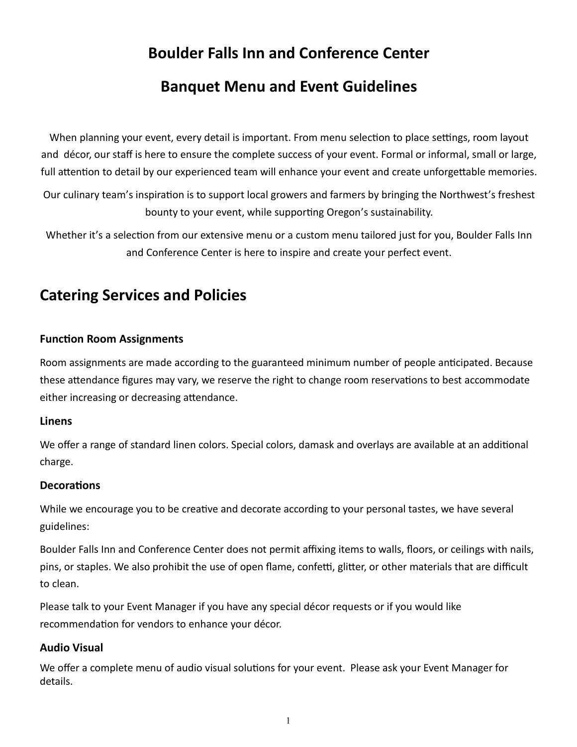# Boulder Falls Inn and Conference Center

# Banquet Menu and Event Guidelines

When planning your event, every detail is important. From menu selection to place settings, room layout and décor, our staff is here to ensure the complete success of your event. Formal or informal, small or large, full attention to detail by our experienced team will enhance your event and create unforgettable memories.

Our culinary team's inspiration is to support local growers and farmers by bringing the Northwest's freshest bounty to your event, while supporting Oregon's sustainability.

Whether it's a selection from our extensive menu or a custom menu tailored just for you, Boulder Falls Inn and Conference Center is here to inspire and create your perfect event.

## Catering Services and Policies

### Function Room Assignments

Room assignments are made according to the guaranteed minimum number of people anticipated. Because these attendance figures may vary, we reserve the right to change room reservations to best accommodate either increasing or decreasing attendance.

### Linens

We offer a range of standard linen colors. Special colors, damask and overlays are available at an additional charge.

### Decorations

While we encourage you to be creative and decorate according to your personal tastes, we have several guidelines:

Boulder Falls Inn and Conference Center does not permit affixing items to walls, floors, or ceilings with nails, pins, or staples. We also prohibit the use of open flame, confetti, glitter, or other materials that are difficult to clean.

Please talk to your Event Manager if you have any special décor requests or if you would like recommendation for vendors to enhance your décor.

### Audio Visual

We offer a complete menu of audio visual solutions for your event. Please ask your Event Manager for details.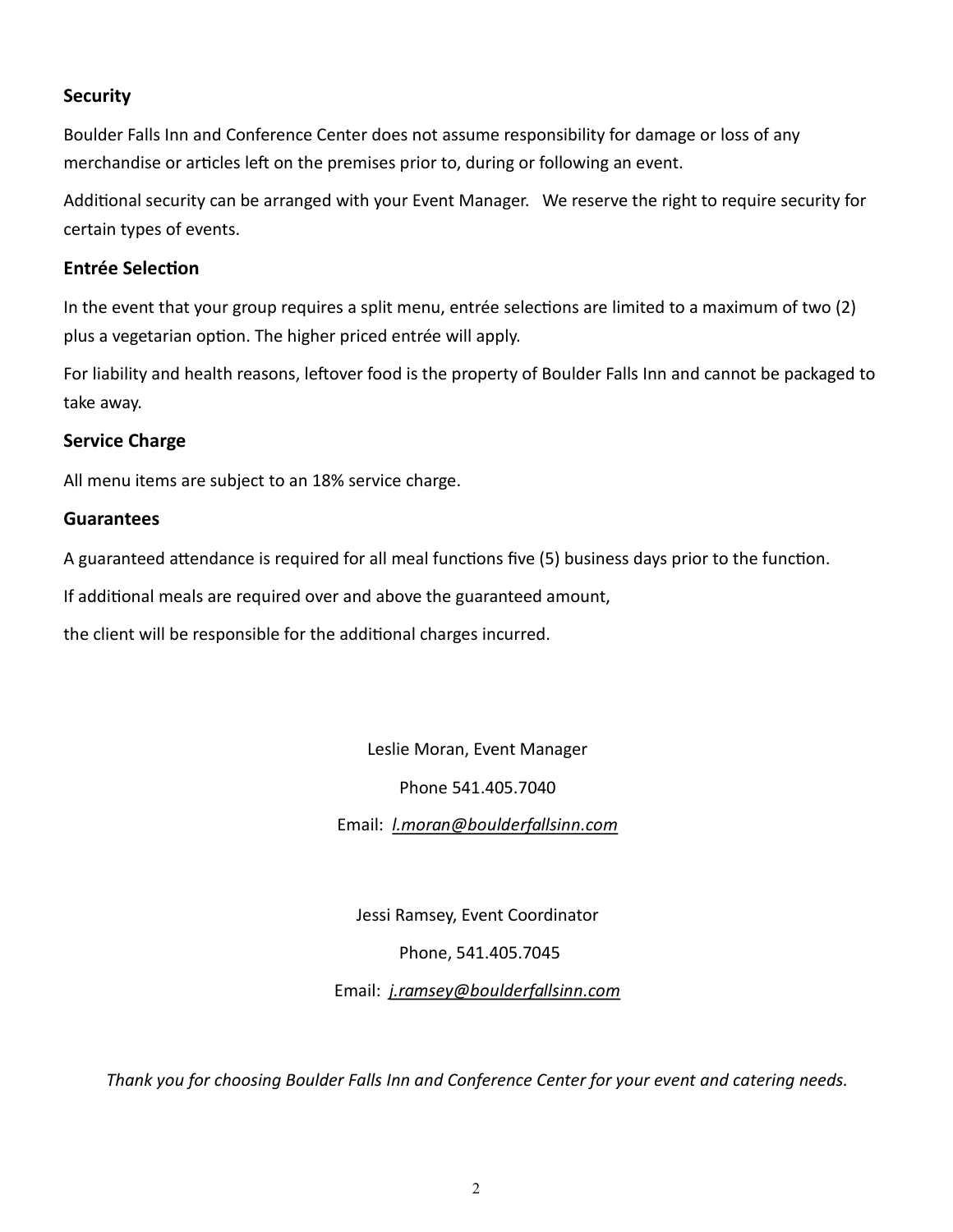## Security

Boulder Falls Inn and Conference Center does not assume responsibility for damage or loss of any merchandise or articles left on the premises prior to, during or following an event.

Additional security can be arranged with your Event Manager. We reserve the right to require security for certain types of events.

## Entrée Selection

In the event that your group requires a split menu, entrée selections are limited to a maximum of two (2) plus a vegetarian option. The higher priced entrée will apply.

For liability and health reasons, leftover food is the property of Boulder Falls Inn and cannot be packaged to take away.

## Service Charge

All menu items are subject to an 18% service charge.

## Guarantees

A guaranteed attendance is required for all meal functions five (5) business days prior to the function.

If additional meals are required over and above the guaranteed amount,

the client will be responsible for the additional charges incurred.

Leslie Moran, Event Manager

Phone 541.405.7040

Email: *l.moran@boulderfallsinn.com*

Jessi Ramsey, Event Coordinator

Phone, 541.405.7045

Email: *j.ramsey@boulderfallsinn.com*

*Thank you for choosing Boulder Falls Inn and Conference Center for your event and catering needs.*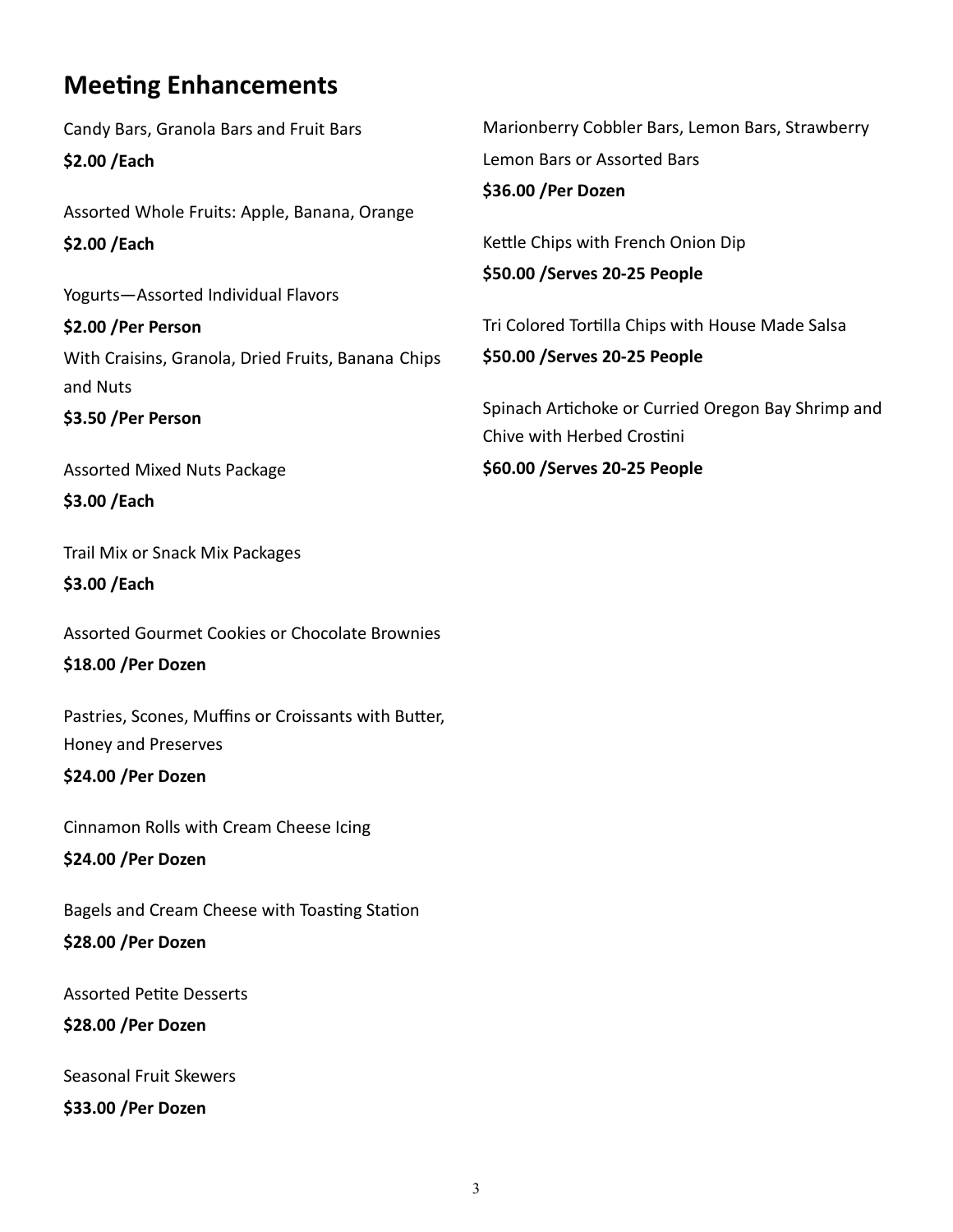## Meeting Enhancements

Candy Bars, Granola Bars and Fruit Bars

**$2.00 /Each**

Assorted Whole Fruits: Apple, Banana, Orange

**$2.00 /Each**

Yogurts—Assorted Individual Flavors

**$2.00 /Per Person**

With Craisins, Granola, Dried Fruits, Banana Chips and Nuts

**$3.50 /Per Person**

Assorted Mixed Nuts Package

**$3.00 /Each**

Trail Mix or Snack Mix Packages

**$3.00 /Each**

Assorted Gourmet Cookies or Chocolate Brownies

**$18.00 /Per Dozen**

Pastries, Scones, Muffins or Croissants with Butter, Honey and Preserves

**$24.00 /Per Dozen**

Cinnamon Rolls with Cream Cheese Icing

**$24.00 /Per Dozen**

Bagels and Cream Cheese with Toasting Station

**$28.00 /Per Dozen**

Assorted Petite Desserts

**$28.00 /Per Dozen**

Seasonal Fruit Skewers

**$33.00 /Per Dozen**

Marionberry Cobbler Bars, Lemon Bars, Strawberry Lemon Bars or Assorted Bars

**$36.00 /Per Dozen**

Kettle Chips with French Onion Dip

**$50.00 /Serves 20-25 People**

Tri Colored Tortilla Chips with House Made Salsa

**$50.00 /Serves 20-25 People**

Spinach Artichoke or Curried Oregon Bay Shrimp and Chive with Herbed Crostini

**$60.00 /Serves 20-25 People**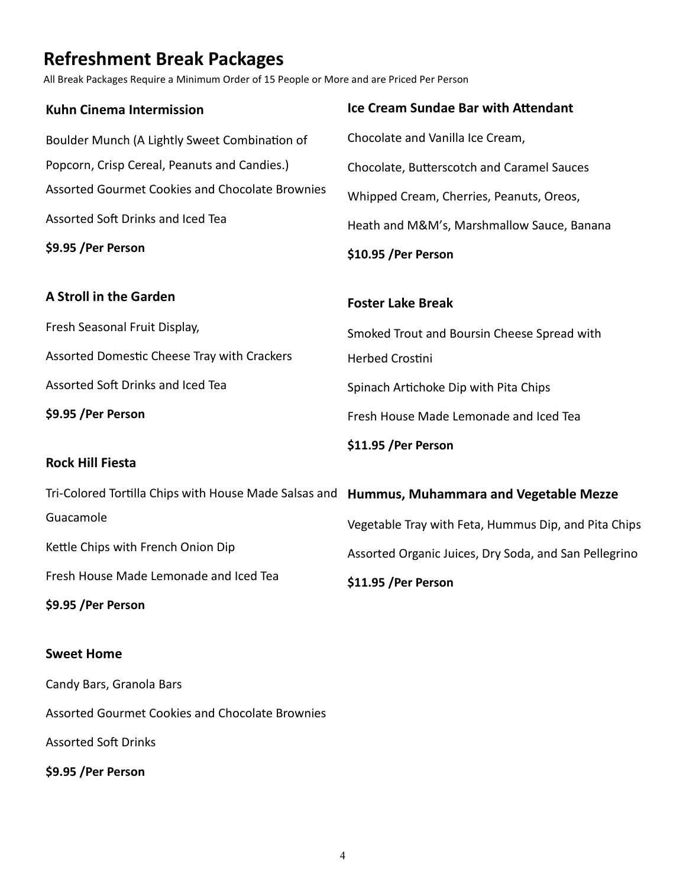# Refreshment Break Packages

All Break Packages Require a Minimum Order of 15 People or More and are Priced Per Person

### Kuhn Cinema Intermission

Boulder Munch (A Lightly Sweet Combination of Popcorn, Crisp Cereal, Peanuts and Candies.)

Assorted Gourmet Cookies and Chocolate Brownies

Assorted Soft Drinks and Iced Tea

**$9.95 /Per Person**

### A Stroll in the Garden

Fresh Seasonal Fruit Display,

Assorted Domestic Cheese Tray with Crackers

Assorted Soft Drinks and Iced Tea

**$9.95 /Per Person**

### Rock Hill Fiesta

Tri-Colored Tortilla Chips with House Made Salsas and Guacamole

Kettle Chips with French Onion Dip

Fresh House Made Lemonade and Iced Tea

**$9.95 /Per Person**

### Sweet Home

Candy Bars, Granola Bars

Assorted Gourmet Cookies and Chocolate Brownies

Assorted Soft Drinks

**$9.95 /Per Person**

### Ice Cream Sundae Bar with Attendant

Chocolate and Vanilla Ice Cream,

Chocolate, Butterscotch and Caramel Sauces

Whipped Cream, Cherries, Peanuts, Oreos,

Heath and M&M's, Marshmallow Sauce, Banana

**$10.95 /Per Person**

### Foster Lake Break

Smoked Trout and Boursin Cheese Spread with Herbed Crostini

Spinach Artichoke Dip with Pita Chips

Fresh House Made Lemonade and Iced Tea

**$11.95 /Per Person**

### Hummus, Muhammara and Vegetable Mezze

Vegetable Tray with Feta, Hummus Dip, and Pita Chips

Assorted Organic Juices, Dry Soda, and San Pellegrino

**$11.95 /Per Person**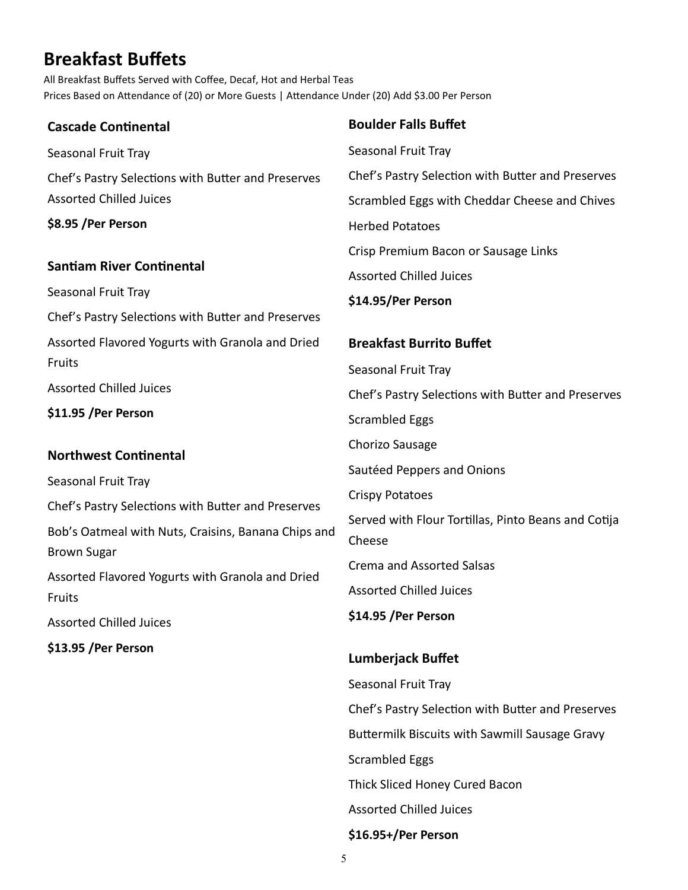# Breakfast Buffets

All Breakfast Buffets Served with Coffee, Decaf, Hot and Herbal Teas
Prices Based on Attendance of (20) or More Guests | Attendance Under (20) Add $3.00 Per Person

### Cascade Continental

Seasonal Fruit Tray

Chef's Pastry Selections with Butter and Preserves

Assorted Chilled Juices

**$8.95 /Per Person**

### Santiam River Continental

Seasonal Fruit Tray

Chef's Pastry Selections with Butter and Preserves

Assorted Flavored Yogurts with Granola and Dried Fruits

Assorted Chilled Juices

**$11.95 /Per Person**

### Northwest Continental

Seasonal Fruit Tray

Chef's Pastry Selections with Butter and Preserves

Bob's Oatmeal with Nuts, Craisins, Banana Chips and Brown Sugar

Assorted Flavored Yogurts with Granola and Dried Fruits

Assorted Chilled Juices

**$13.95 /Per Person**

### Boulder Falls Buffet

Seasonal Fruit Tray

Chef's Pastry Selection with Butter and Preserves

Scrambled Eggs with Cheddar Cheese and Chives

Herbed Potatoes

Crisp Premium Bacon or Sausage Links

Assorted Chilled Juices

**$14.95/Per Person**

### Breakfast Burrito Buffet

Seasonal Fruit Tray

Chef's Pastry Selections with Butter and Preserves

Scrambled Eggs

Chorizo Sausage

Sautéed Peppers and Onions

Crispy Potatoes

Served with Flour Tortillas, Pinto Beans and Cotija Cheese

Crema and Assorted Salsas

Assorted Chilled Juices

**$14.95 /Per Person**

### Lumberjack Buffet

Seasonal Fruit Tray

Chef's Pastry Selection with Butter and Preserves

Buttermilk Biscuits with Sawmill Sausage Gravy

Scrambled Eggs

Thick Sliced Honey Cured Bacon

Assorted Chilled Juices

**$16.95+/Per Person**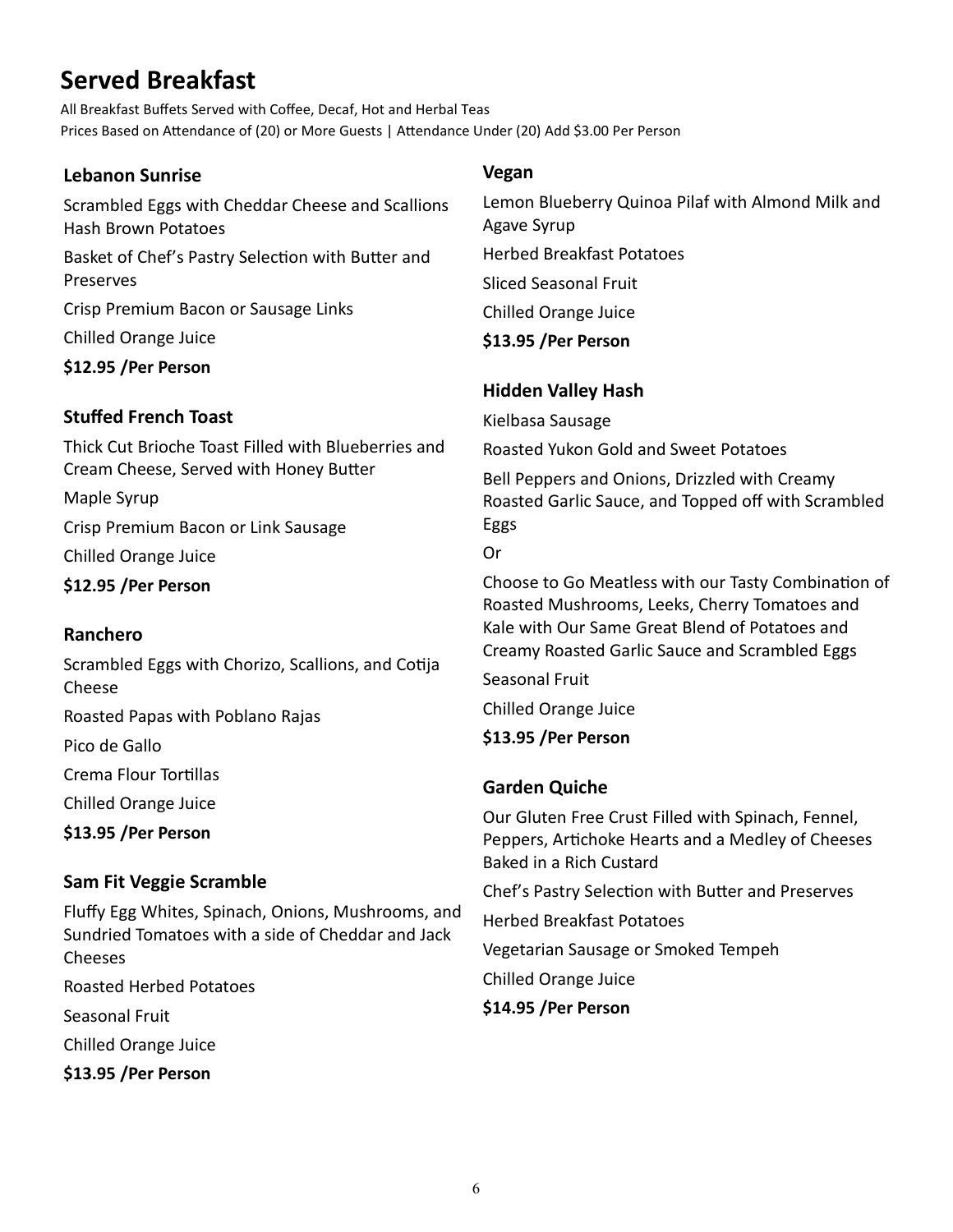# Served Breakfast

All Breakfast Buffets Served with Coffee, Decaf, Hot and Herbal Teas
Prices Based on Attendance of (20) or More Guests | Attendance Under (20) Add $3.00 Per Person

### Lebanon Sunrise

Scrambled Eggs with Cheddar Cheese and Scallions Hash Brown Potatoes

Basket of Chef's Pastry Selection with Butter and Preserves

Crisp Premium Bacon or Sausage Links

Chilled Orange Juice

**$12.95 /Per Person**

### Stuffed French Toast

Thick Cut Brioche Toast Filled with Blueberries and Cream Cheese, Served with Honey Butter

Maple Syrup

Crisp Premium Bacon or Link Sausage

Chilled Orange Juice

**$12.95 /Per Person**

### Ranchero

Scrambled Eggs with Chorizo, Scallions, and Cotija Cheese

Roasted Papas with Poblano Rajas

Pico de Gallo

Crema Flour Tortillas

Chilled Orange Juice

**$13.95 /Per Person**

### Sam Fit Veggie Scramble

Fluffy Egg Whites, Spinach, Onions, Mushrooms, and Sundried Tomatoes with a side of Cheddar and Jack Cheeses

Roasted Herbed Potatoes

Seasonal Fruit

Chilled Orange Juice

**$13.95 /Per Person**

### Vegan

Lemon Blueberry Quinoa Pilaf with Almond Milk and Agave Syrup

Herbed Breakfast Potatoes

Sliced Seasonal Fruit

Chilled Orange Juice

**$13.95 /Per Person**

### Hidden Valley Hash

Kielbasa Sausage

Roasted Yukon Gold and Sweet Potatoes

Bell Peppers and Onions, Drizzled with Creamy Roasted Garlic Sauce, and Topped off with Scrambled Eggs

Or

Choose to Go Meatless with our Tasty Combination of Roasted Mushrooms, Leeks, Cherry Tomatoes and Kale with Our Same Great Blend of Potatoes and Creamy Roasted Garlic Sauce and Scrambled Eggs

Seasonal Fruit

Chilled Orange Juice

**$13.95 /Per Person**

### Garden Quiche

Our Gluten Free Crust Filled with Spinach, Fennel, Peppers, Artichoke Hearts and a Medley of Cheeses Baked in a Rich Custard

Chef's Pastry Selection with Butter and Preserves

Herbed Breakfast Potatoes

Vegetarian Sausage or Smoked Tempeh

Chilled Orange Juice

**$14.95 /Per Person**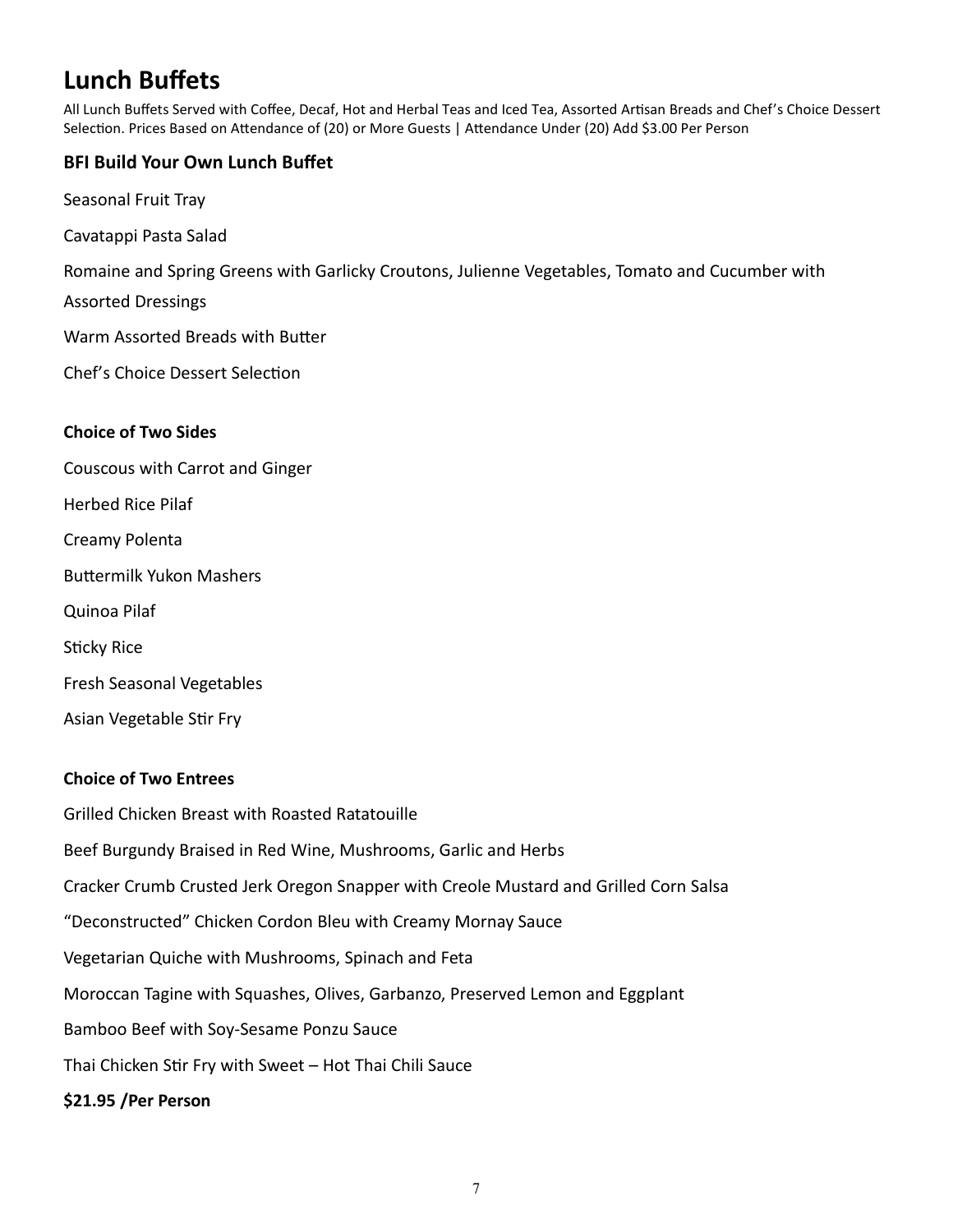# Lunch Buffets

All Lunch Buffets Served with Coffee, Decaf, Hot and Herbal Teas and Iced Tea, Assorted Artisan Breads and Chef's Choice Dessert Selection. Prices Based on Attendance of (20) or More Guests | Attendance Under (20) Add $3.00 Per Person

### BFI Build Your Own Lunch Buffet

Seasonal Fruit Tray

Cavatappi Pasta Salad

Romaine and Spring Greens with Garlicky Croutons, Julienne Vegetables, Tomato and Cucumber with Assorted Dressings

Warm Assorted Breads with Butter

Chef's Choice Dessert Selection

**Choice of Two Sides**

Couscous with Carrot and Ginger

Herbed Rice Pilaf

Creamy Polenta

Buttermilk Yukon Mashers

Quinoa Pilaf

Sticky Rice

Fresh Seasonal Vegetables

Asian Vegetable Stir Fry

**Choice of Two Entrees**

Grilled Chicken Breast with Roasted Ratatouille

Beef Burgundy Braised in Red Wine, Mushrooms, Garlic and Herbs

Cracker Crumb Crusted Jerk Oregon Snapper with Creole Mustard and Grilled Corn Salsa

"Deconstructed" Chicken Cordon Bleu with Creamy Mornay Sauce

Vegetarian Quiche with Mushrooms, Spinach and Feta

Moroccan Tagine with Squashes, Olives, Garbanzo, Preserved Lemon and Eggplant

Bamboo Beef with Soy-Sesame Ponzu Sauce

Thai Chicken Stir Fry with Sweet – Hot Thai Chili Sauce

**$21.95 /Per Person**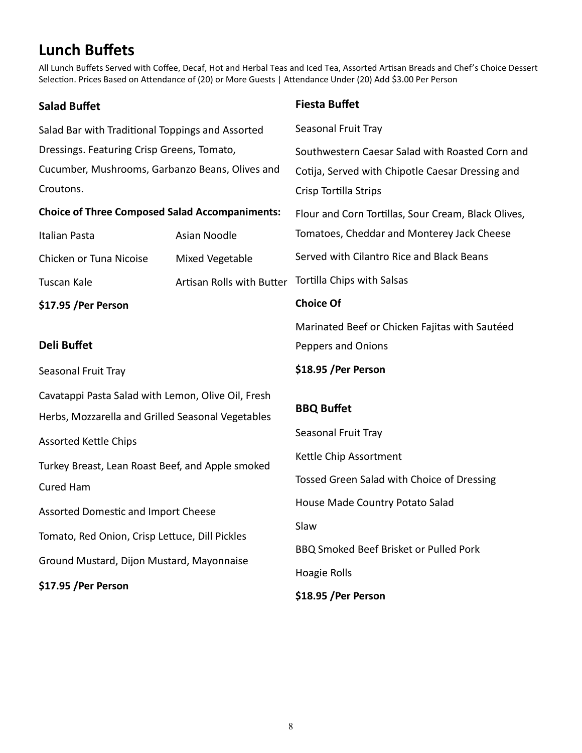# Lunch Buffets

All Lunch Buffets Served with Coffee, Decaf, Hot and Herbal Teas and Iced Tea, Assorted Artisan Breads and Chef's Choice Dessert Selection. Prices Based on Attendance of (20) or More Guests | Attendance Under (20) Add $3.00 Per Person

### Salad Buffet

Salad Bar with Traditional Toppings and Assorted Dressings. Featuring Crisp Greens, Tomato, Cucumber, Mushrooms, Garbanzo Beans, Olives and Croutons.

**Choice of Three Composed Salad Accompaniments:**

| | |
|---|---|
| Italian Pasta | Asian Noodle |
| Chicken or Tuna Nicoise | Mixed Vegetable |
| Tuscan Kale | Artisan Rolls with Butter |

**$17.95 /Per Person**

### Deli Buffet

Seasonal Fruit Tray

Cavatappi Pasta Salad with Lemon, Olive Oil, Fresh Herbs, Mozzarella and Grilled Seasonal Vegetables

Assorted Kettle Chips

Turkey Breast, Lean Roast Beef, and Apple smoked Cured Ham

Assorted Domestic and Import Cheese

Tomato, Red Onion, Crisp Lettuce, Dill Pickles

Ground Mustard, Dijon Mustard, Mayonnaise

**$17.95 /Per Person**

### Fiesta Buffet

Seasonal Fruit Tray

Southwestern Caesar Salad with Roasted Corn and Cotija, Served with Chipotle Caesar Dressing and Crisp Tortilla Strips

Flour and Corn Tortillas, Sour Cream, Black Olives, Tomatoes, Cheddar and Monterey Jack Cheese

Served with Cilantro Rice and Black Beans

Tortilla Chips with Salsas

**Choice Of**

Marinated Beef or Chicken Fajitas with Sautéed Peppers and Onions

**$18.95 /Per Person**

### BBQ Buffet

Seasonal Fruit Tray

Kettle Chip Assortment

Tossed Green Salad with Choice of Dressing

House Made Country Potato Salad

Slaw

BBQ Smoked Beef Brisket or Pulled Pork

Hoagie Rolls

**$18.95 /Per Person**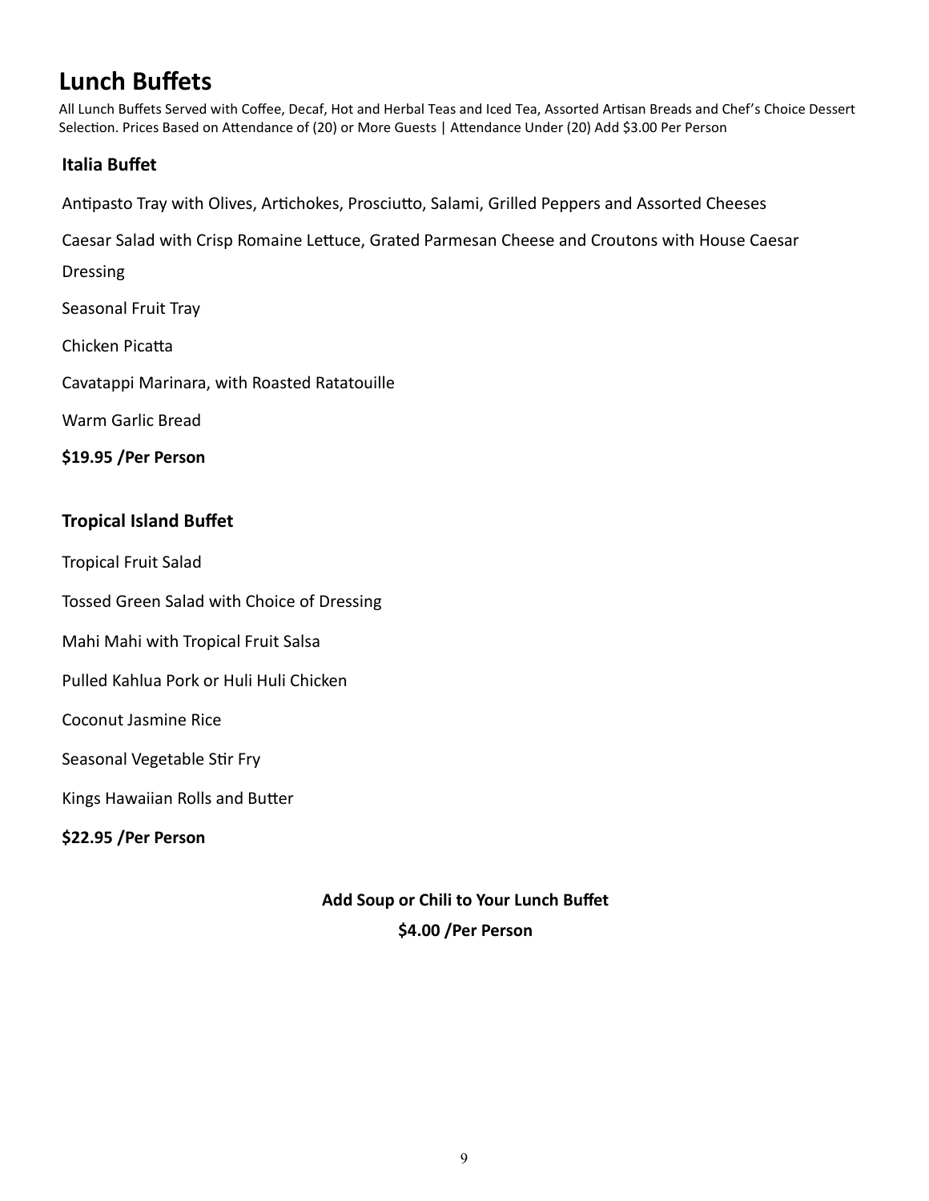# Lunch Buffets

All Lunch Buffets Served with Coffee, Decaf, Hot and Herbal Teas and Iced Tea, Assorted Artisan Breads and Chef's Choice Dessert Selection. Prices Based on Attendance of (20) or More Guests | Attendance Under (20) Add $3.00 Per Person

### Italia Buffet

Antipasto Tray with Olives, Artichokes, Prosciutto, Salami, Grilled Peppers and Assorted Cheeses

Caesar Salad with Crisp Romaine Lettuce, Grated Parmesan Cheese and Croutons with House Caesar Dressing

Seasonal Fruit Tray

Chicken Picatta

Cavatappi Marinara, with Roasted Ratatouille

Warm Garlic Bread

**$19.95 /Per Person**

### Tropical Island Buffet

Tropical Fruit Salad

Tossed Green Salad with Choice of Dressing

Mahi Mahi with Tropical Fruit Salsa

Pulled Kahlua Pork or Huli Huli Chicken

Coconut Jasmine Rice

Seasonal Vegetable Stir Fry

Kings Hawaiian Rolls and Butter

**$22.95 /Per Person**

**Add Soup or Chili to Your Lunch Buffet**

**$4.00 /Per Person**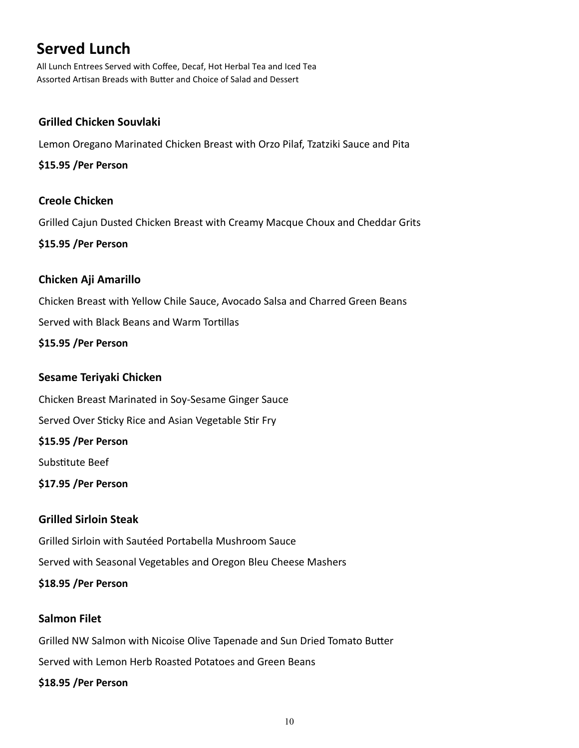# Served Lunch

All Lunch Entrees Served with Coffee, Decaf, Hot Herbal Tea and Iced Tea
Assorted Artisan Breads with Butter and Choice of Salad and Dessert

### Grilled Chicken Souvlaki

Lemon Oregano Marinated Chicken Breast with Orzo Pilaf, Tzatziki Sauce and Pita

**$15.95 /Per Person**

### Creole Chicken

Grilled Cajun Dusted Chicken Breast with Creamy Macque Choux and Cheddar Grits

**$15.95 /Per Person**

### Chicken Aji Amarillo

Chicken Breast with Yellow Chile Sauce, Avocado Salsa and Charred Green Beans

Served with Black Beans and Warm Tortillas

**$15.95 /Per Person**

### Sesame Teriyaki Chicken

Chicken Breast Marinated in Soy-Sesame Ginger Sauce

Served Over Sticky Rice and Asian Vegetable Stir Fry

**$15.95 /Per Person**

Substitute Beef

**$17.95 /Per Person**

### Grilled Sirloin Steak

Grilled Sirloin with Sautéed Portabella Mushroom Sauce

Served with Seasonal Vegetables and Oregon Bleu Cheese Mashers

**$18.95 /Per Person**

### Salmon Filet

Grilled NW Salmon with Nicoise Olive Tapenade and Sun Dried Tomato Butter

Served with Lemon Herb Roasted Potatoes and Green Beans

**$18.95 /Per Person**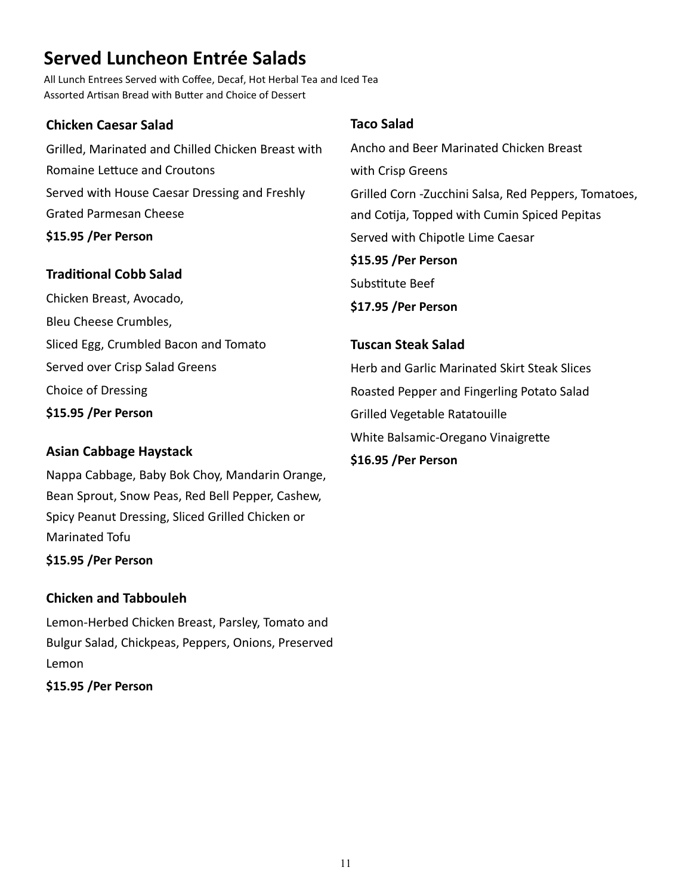# Served Luncheon Entrée Salads

All Lunch Entrees Served with Coffee, Decaf, Hot Herbal Tea and Iced Tea
Assorted Artisan Bread with Butter and Choice of Dessert

### Chicken Caesar Salad

Grilled, Marinated and Chilled Chicken Breast with Romaine Lettuce and Croutons
Served with House Caesar Dressing and Freshly Grated Parmesan Cheese

**$15.95 /Per Person**

### Traditional Cobb Salad

Chicken Breast, Avocado,
Bleu Cheese Crumbles,
Sliced Egg, Crumbled Bacon and Tomato
Served over Crisp Salad Greens
Choice of Dressing

**$15.95 /Per Person**

### Asian Cabbage Haystack

Nappa Cabbage, Baby Bok Choy, Mandarin Orange, Bean Sprout, Snow Peas, Red Bell Pepper, Cashew, Spicy Peanut Dressing, Sliced Grilled Chicken or Marinated Tofu

**$15.95 /Per Person**

### Chicken and Tabbouleh

Lemon-Herbed Chicken Breast, Parsley, Tomato and Bulgur Salad, Chickpeas, Peppers, Onions, Preserved Lemon

**$15.95 /Per Person**

### Taco Salad

Ancho and Beer Marinated Chicken Breast
with Crisp Greens
Grilled Corn -Zucchini Salsa, Red Peppers, Tomatoes, and Cotija, Topped with Cumin Spiced Pepitas
Served with Chipotle Lime Caesar

**$15.95 /Per Person**

Substitute Beef

**$17.95 /Per Person**

### Tuscan Steak Salad

Herb and Garlic Marinated Skirt Steak Slices
Roasted Pepper and Fingerling Potato Salad
Grilled Vegetable Ratatouille
White Balsamic-Oregano Vinaigrette

**$16.95 /Per Person**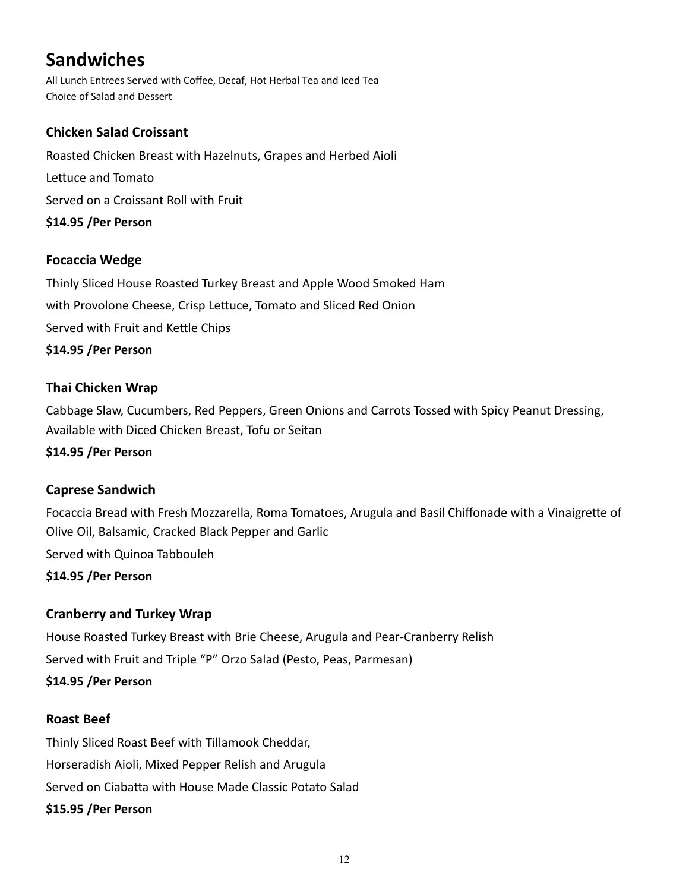# Sandwiches

All Lunch Entrees Served with Coffee, Decaf, Hot Herbal Tea and Iced Tea
Choice of Salad and Dessert

### Chicken Salad Croissant

Roasted Chicken Breast with Hazelnuts, Grapes and Herbed Aioli

Lettuce and Tomato

Served on a Croissant Roll with Fruit

**$14.95 /Per Person**

### Focaccia Wedge

Thinly Sliced House Roasted Turkey Breast and Apple Wood Smoked Ham

with Provolone Cheese, Crisp Lettuce, Tomato and Sliced Red Onion

Served with Fruit and Kettle Chips

**$14.95 /Per Person**

### Thai Chicken Wrap

Cabbage Slaw, Cucumbers, Red Peppers, Green Onions and Carrots Tossed with Spicy Peanut Dressing, Available with Diced Chicken Breast, Tofu or Seitan

**$14.95 /Per Person**

### Caprese Sandwich

Focaccia Bread with Fresh Mozzarella, Roma Tomatoes, Arugula and Basil Chiffonade with a Vinaigrette of Olive Oil, Balsamic, Cracked Black Pepper and Garlic

Served with Quinoa Tabbouleh

**$14.95 /Per Person**

### Cranberry and Turkey Wrap

House Roasted Turkey Breast with Brie Cheese, Arugula and Pear-Cranberry Relish

Served with Fruit and Triple "P" Orzo Salad (Pesto, Peas, Parmesan)

**$14.95 /Per Person**

### Roast Beef

Thinly Sliced Roast Beef with Tillamook Cheddar,

Horseradish Aioli, Mixed Pepper Relish and Arugula

Served on Ciabatta with House Made Classic Potato Salad

**$15.95 /Per Person**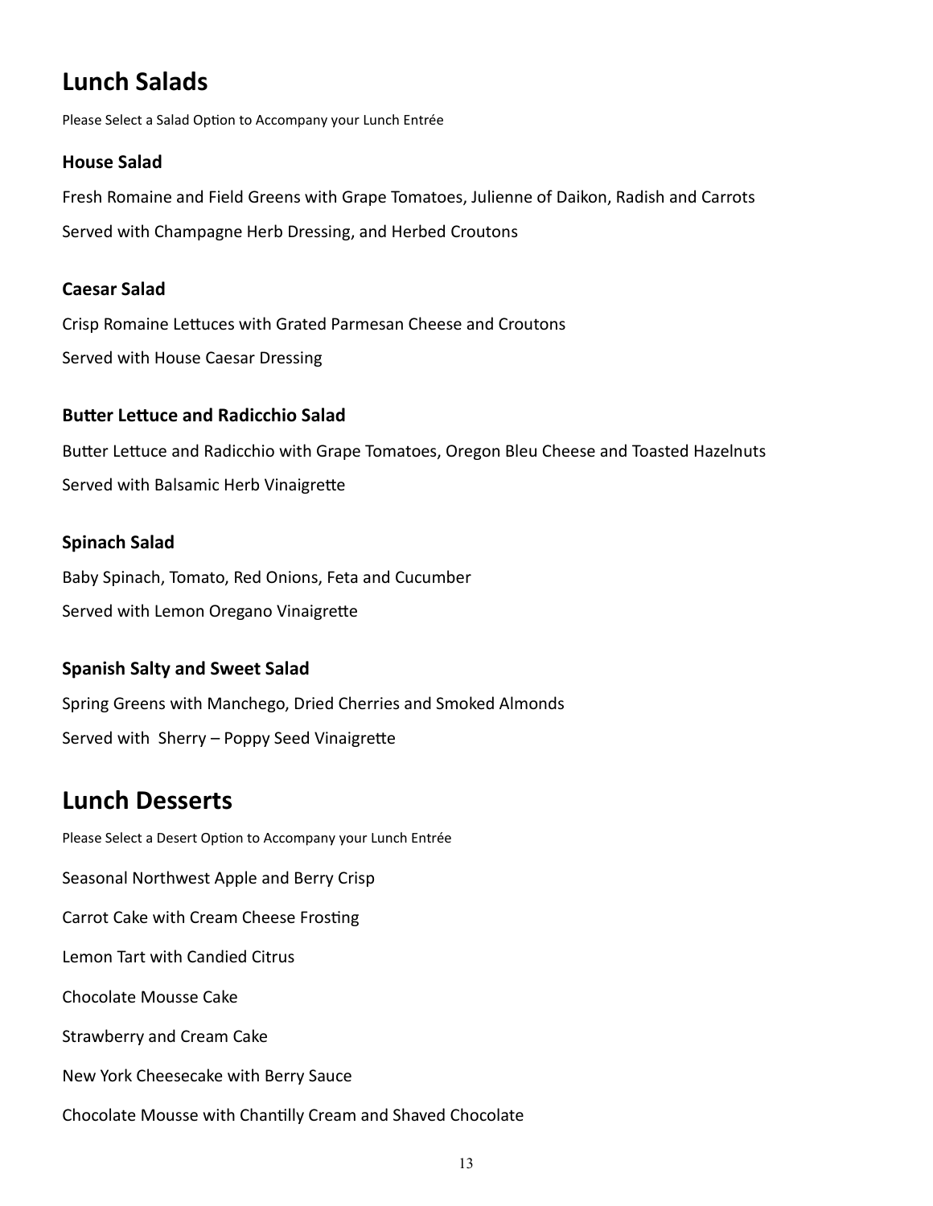## Lunch Salads

Please Select a Salad Option to Accompany your Lunch Entrée

### House Salad

Fresh Romaine and Field Greens with Grape Tomatoes, Julienne of Daikon, Radish and Carrots

Served with Champagne Herb Dressing, and Herbed Croutons

### Caesar Salad

Crisp Romaine Lettuces with Grated Parmesan Cheese and Croutons

Served with House Caesar Dressing

### Butter Lettuce and Radicchio Salad

Butter Lettuce and Radicchio with Grape Tomatoes, Oregon Bleu Cheese and Toasted Hazelnuts

Served with Balsamic Herb Vinaigrette

### Spinach Salad

Baby Spinach, Tomato, Red Onions, Feta and Cucumber

Served with Lemon Oregano Vinaigrette

### Spanish Salty and Sweet Salad

Spring Greens with Manchego, Dried Cherries and Smoked Almonds

Served with Sherry – Poppy Seed Vinaigrette

## Lunch Desserts

Please Select a Desert Option to Accompany your Lunch Entrée

Seasonal Northwest Apple and Berry Crisp

Carrot Cake with Cream Cheese Frosting

Lemon Tart with Candied Citrus

Chocolate Mousse Cake

Strawberry and Cream Cake

New York Cheesecake with Berry Sauce

Chocolate Mousse with Chantilly Cream and Shaved Chocolate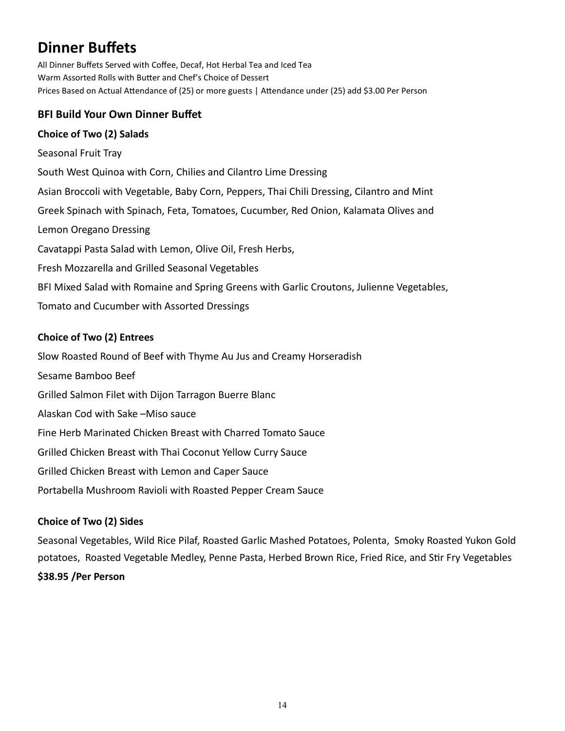# Dinner Buffets

All Dinner Buffets Served with Coffee, Decaf, Hot Herbal Tea and Iced Tea
Warm Assorted Rolls with Butter and Chef's Choice of Dessert
Prices Based on Actual Attendance of (25) or more guests | Attendance under (25) add $3.00 Per Person

## BFI Build Your Own Dinner Buffet

### Choice of Two (2) Salads

Seasonal Fruit Tray

South West Quinoa with Corn, Chilies and Cilantro Lime Dressing

Asian Broccoli with Vegetable, Baby Corn, Peppers, Thai Chili Dressing, Cilantro and Mint

Greek Spinach with Spinach, Feta, Tomatoes, Cucumber, Red Onion, Kalamata Olives and Lemon Oregano Dressing

Cavatappi Pasta Salad with Lemon, Olive Oil, Fresh Herbs, Fresh Mozzarella and Grilled Seasonal Vegetables

BFI Mixed Salad with Romaine and Spring Greens with Garlic Croutons, Julienne Vegetables, Tomato and Cucumber with Assorted Dressings

### Choice of Two (2) Entrees

Slow Roasted Round of Beef with Thyme Au Jus and Creamy Horseradish

Sesame Bamboo Beef

Grilled Salmon Filet with Dijon Tarragon Buerre Blanc

Alaskan Cod with Sake –Miso sauce

Fine Herb Marinated Chicken Breast with Charred Tomato Sauce

Grilled Chicken Breast with Thai Coconut Yellow Curry Sauce

Grilled Chicken Breast with Lemon and Caper Sauce

Portabella Mushroom Ravioli with Roasted Pepper Cream Sauce

### Choice of Two (2) Sides

Seasonal Vegetables, Wild Rice Pilaf, Roasted Garlic Mashed Potatoes, Polenta, Smoky Roasted Yukon Gold potatoes, Roasted Vegetable Medley, Penne Pasta, Herbed Brown Rice, Fried Rice, and Stir Fry Vegetables

**$38.95 /Per Person**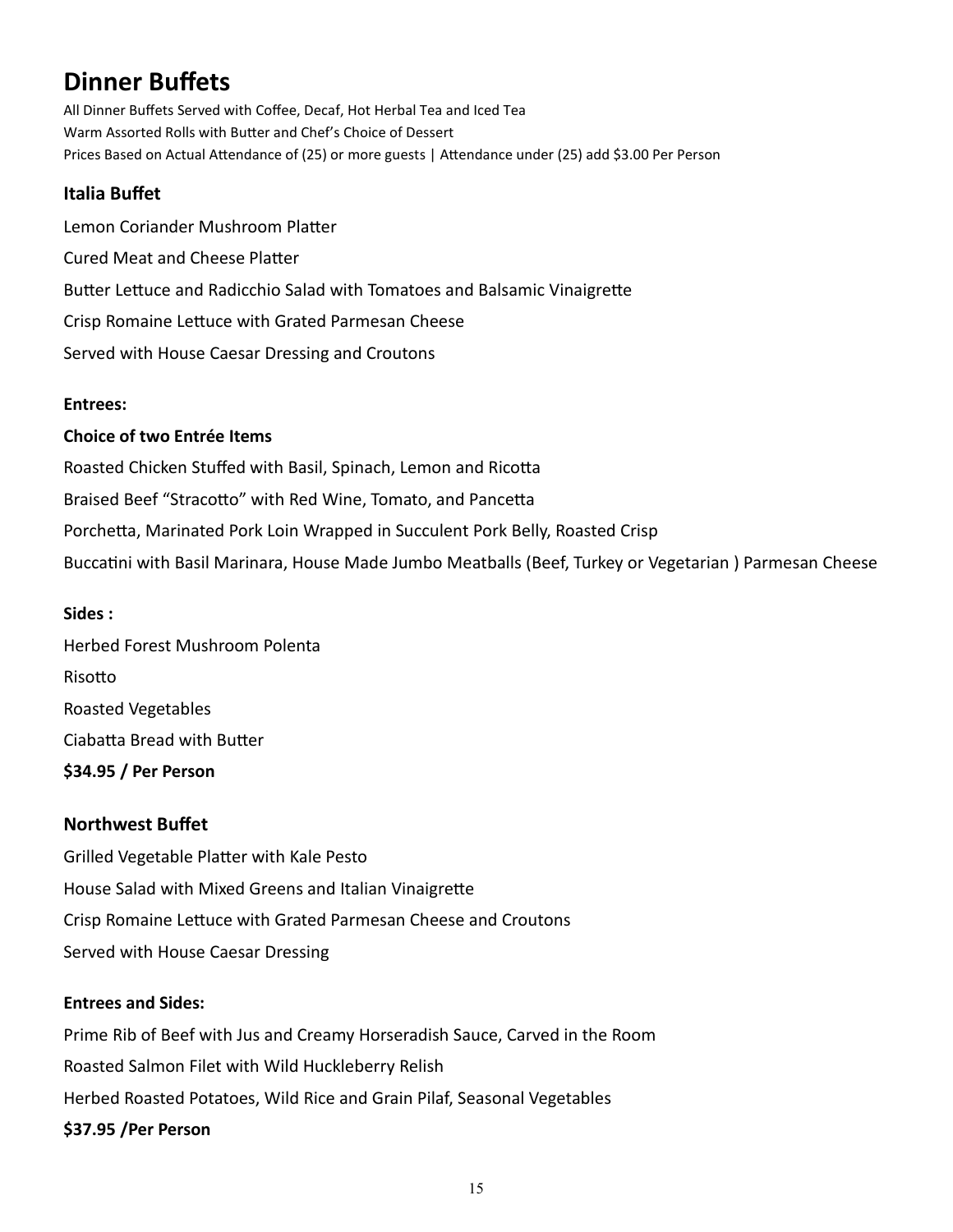# Dinner Buffets

All Dinner Buffets Served with Coffee, Decaf, Hot Herbal Tea and Iced Tea
Warm Assorted Rolls with Butter and Chef's Choice of Dessert
Prices Based on Actual Attendance of (25) or more guests | Attendance under (25) add $3.00 Per Person

## Italia Buffet

Lemon Coriander Mushroom Platter

Cured Meat and Cheese Platter

Butter Lettuce and Radicchio Salad with Tomatoes and Balsamic Vinaigrette

Crisp Romaine Lettuce with Grated Parmesan Cheese

Served with House Caesar Dressing and Croutons

**Entrees:**

**Choice of two Entrée Items**

Roasted Chicken Stuffed with Basil, Spinach, Lemon and Ricotta

Braised Beef "Stracotto" with Red Wine, Tomato, and Pancetta

Porchetta, Marinated Pork Loin Wrapped in Succulent Pork Belly, Roasted Crisp

Buccatini with Basil Marinara, House Made Jumbo Meatballs (Beef, Turkey or Vegetarian ) Parmesan Cheese

**Sides :**

Herbed Forest Mushroom Polenta

Risotto

Roasted Vegetables

Ciabatta Bread with Butter

**$34.95 / Per Person**

## Northwest Buffet

Grilled Vegetable Platter with Kale Pesto

House Salad with Mixed Greens and Italian Vinaigrette

Crisp Romaine Lettuce with Grated Parmesan Cheese and Croutons

Served with House Caesar Dressing

**Entrees and Sides:**

Prime Rib of Beef with Jus and Creamy Horseradish Sauce, Carved in the Room

Roasted Salmon Filet with Wild Huckleberry Relish

Herbed Roasted Potatoes, Wild Rice and Grain Pilaf, Seasonal Vegetables

**$37.95 /Per Person**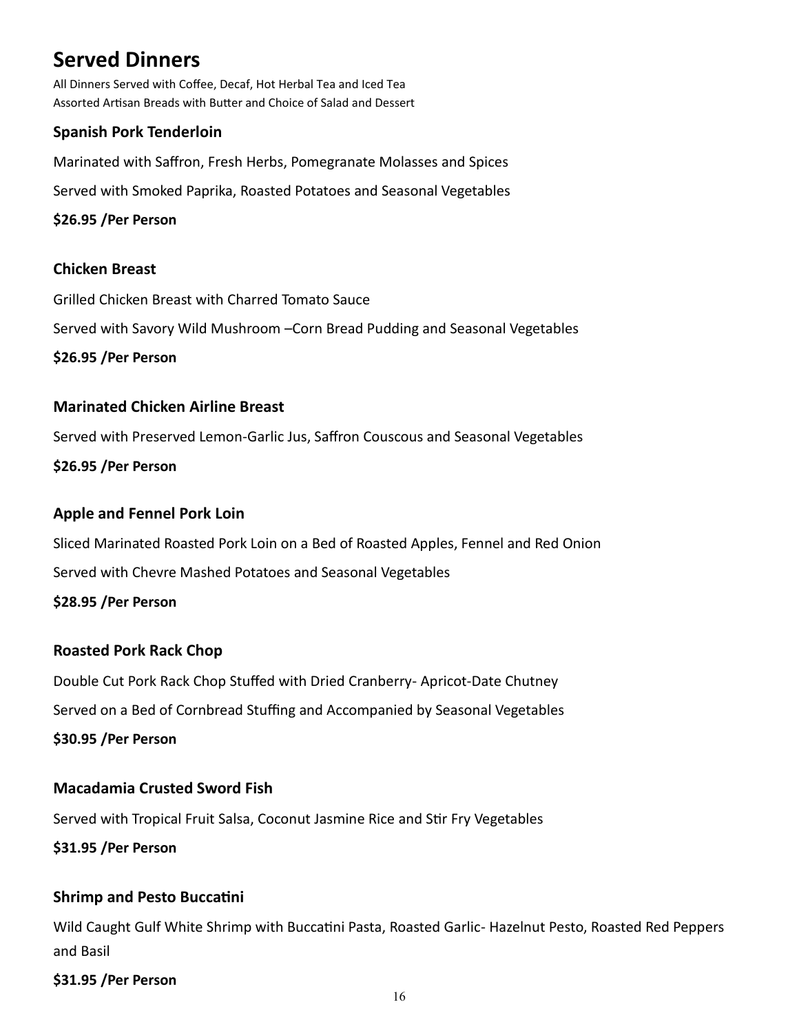# Served Dinners

All Dinners Served with Coffee, Decaf, Hot Herbal Tea and Iced Tea
Assorted Artisan Breads with Butter and Choice of Salad and Dessert

### Spanish Pork Tenderloin

Marinated with Saffron, Fresh Herbs, Pomegranate Molasses and Spices

Served with Smoked Paprika, Roasted Potatoes and Seasonal Vegetables

**$26.95 /Per Person**

### Chicken Breast

Grilled Chicken Breast with Charred Tomato Sauce

Served with Savory Wild Mushroom –Corn Bread Pudding and Seasonal Vegetables

**$26.95 /Per Person**

### Marinated Chicken Airline Breast

Served with Preserved Lemon-Garlic Jus, Saffron Couscous and Seasonal Vegetables

**$26.95 /Per Person**

### Apple and Fennel Pork Loin

Sliced Marinated Roasted Pork Loin on a Bed of Roasted Apples, Fennel and Red Onion

Served with Chevre Mashed Potatoes and Seasonal Vegetables

**$28.95 /Per Person**

### Roasted Pork Rack Chop

Double Cut Pork Rack Chop Stuffed with Dried Cranberry- Apricot-Date Chutney

Served on a Bed of Cornbread Stuffing and Accompanied by Seasonal Vegetables

**$30.95 /Per Person**

### Macadamia Crusted Sword Fish

Served with Tropical Fruit Salsa, Coconut Jasmine Rice and Stir Fry Vegetables

**$31.95 /Per Person**

### Shrimp and Pesto Buccatini

Wild Caught Gulf White Shrimp with Buccatini Pasta, Roasted Garlic- Hazelnut Pesto, Roasted Red Peppers and Basil

**$31.95 /Per Person**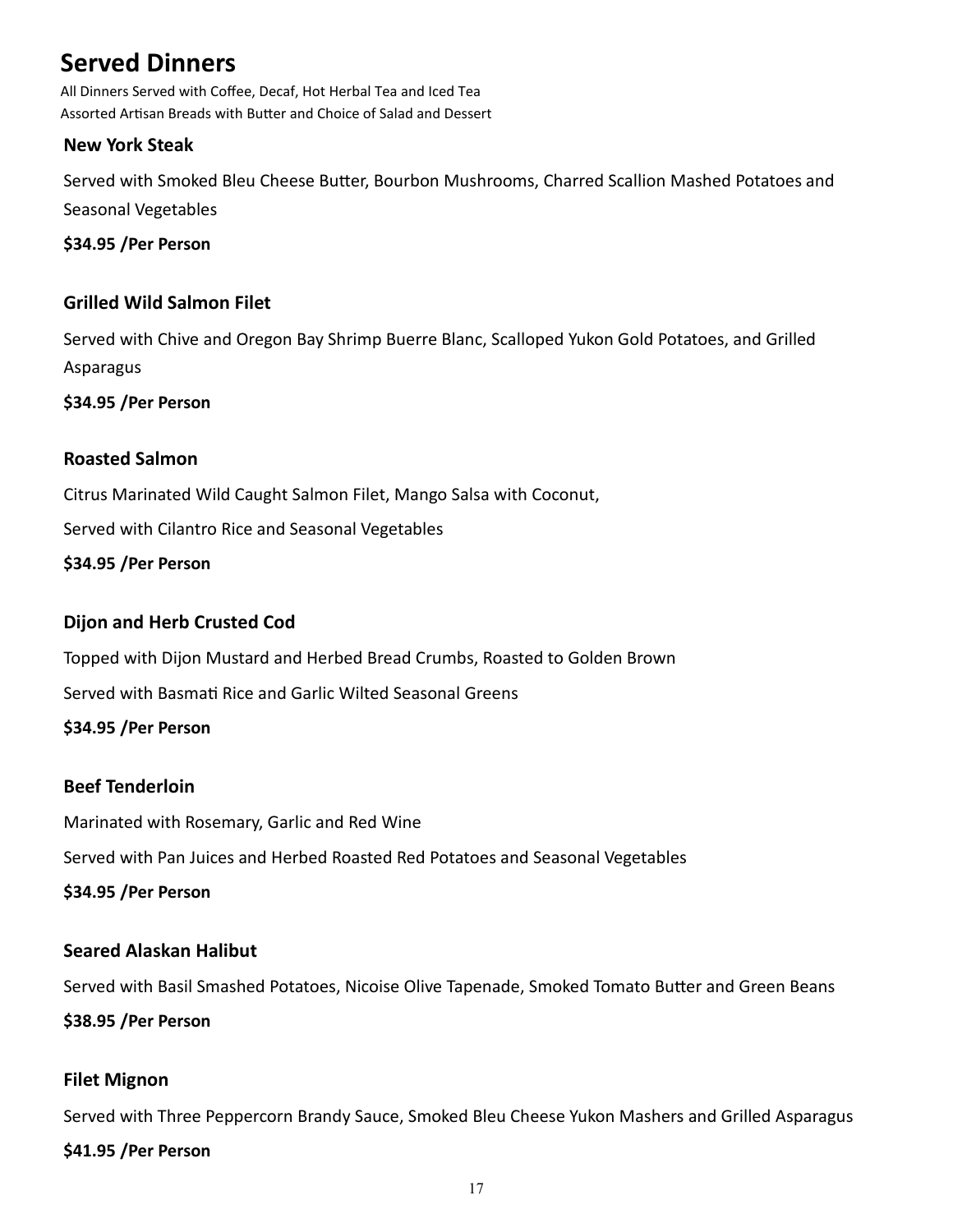# Served Dinners

All Dinners Served with Coffee, Decaf, Hot Herbal Tea and Iced Tea
Assorted Artisan Breads with Butter and Choice of Salad and Dessert

### New York Steak

Served with Smoked Bleu Cheese Butter, Bourbon Mushrooms, Charred Scallion Mashed Potatoes and Seasonal Vegetables

**$34.95 /Per Person**

### Grilled Wild Salmon Filet

Served with Chive and Oregon Bay Shrimp Buerre Blanc, Scalloped Yukon Gold Potatoes, and Grilled Asparagus

**$34.95 /Per Person**

### Roasted Salmon

Citrus Marinated Wild Caught Salmon Filet, Mango Salsa with Coconut,

Served with Cilantro Rice and Seasonal Vegetables

**$34.95 /Per Person**

### Dijon and Herb Crusted Cod

Topped with Dijon Mustard and Herbed Bread Crumbs, Roasted to Golden Brown

Served with Basmati Rice and Garlic Wilted Seasonal Greens

**$34.95 /Per Person**

### Beef Tenderloin

Marinated with Rosemary, Garlic and Red Wine

Served with Pan Juices and Herbed Roasted Red Potatoes and Seasonal Vegetables

**$34.95 /Per Person**

### Seared Alaskan Halibut

Served with Basil Smashed Potatoes, Nicoise Olive Tapenade, Smoked Tomato Butter and Green Beans

**$38.95 /Per Person**

### Filet Mignon

Served with Three Peppercorn Brandy Sauce, Smoked Bleu Cheese Yukon Mashers and Grilled Asparagus

**$41.95 /Per Person**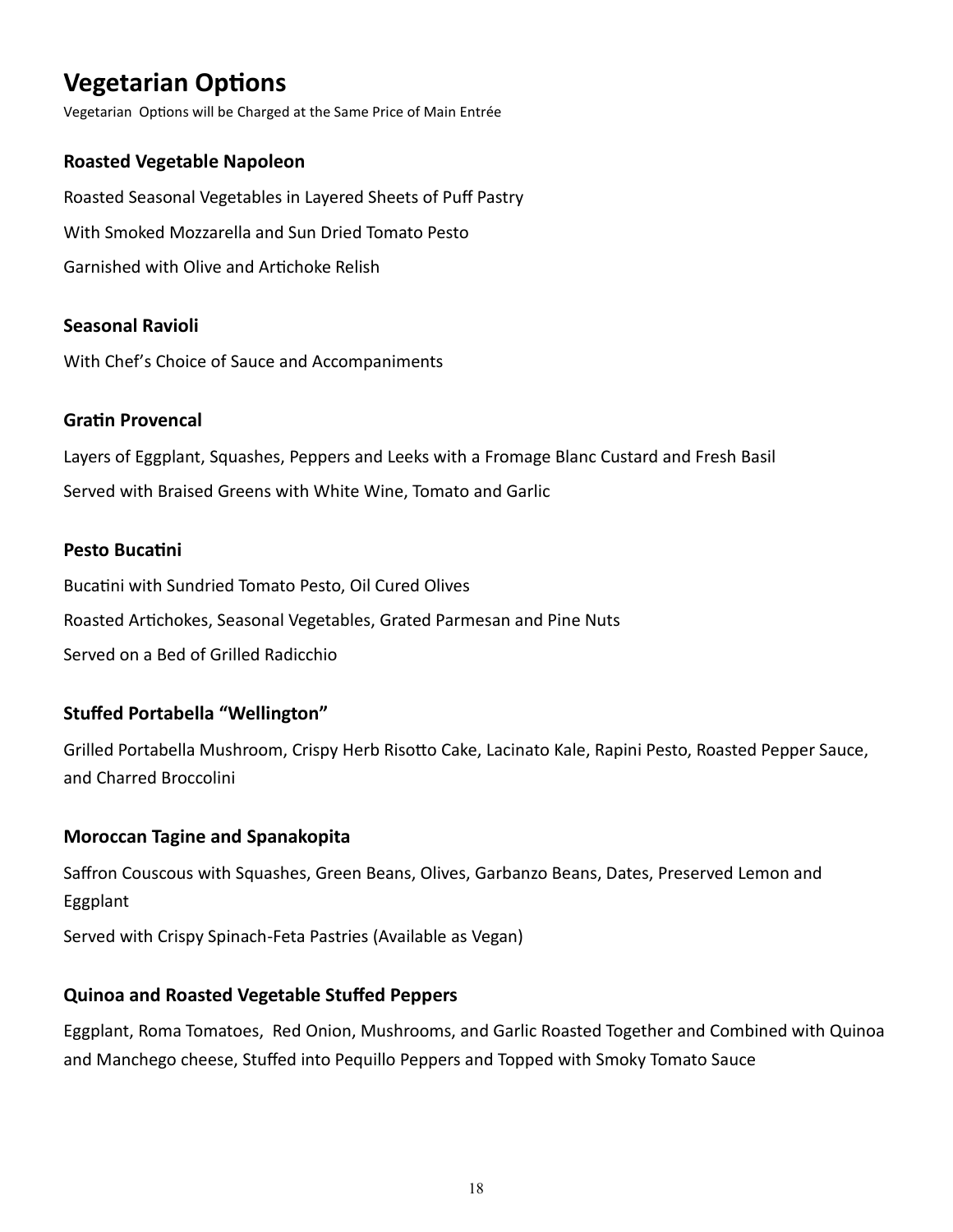# Vegetarian Options

Vegetarian Options will be Charged at the Same Price of Main Entrée

### Roasted Vegetable Napoleon

Roasted Seasonal Vegetables in Layered Sheets of Puff Pastry

With Smoked Mozzarella and Sun Dried Tomato Pesto

Garnished with Olive and Artichoke Relish

### Seasonal Ravioli

With Chef's Choice of Sauce and Accompaniments

### Gratin Provencal

Layers of Eggplant, Squashes, Peppers and Leeks with a Fromage Blanc Custard and Fresh Basil

Served with Braised Greens with White Wine, Tomato and Garlic

### Pesto Bucatini

Bucatini with Sundried Tomato Pesto, Oil Cured Olives

Roasted Artichokes, Seasonal Vegetables, Grated Parmesan and Pine Nuts

Served on a Bed of Grilled Radicchio

### Stuffed Portabella "Wellington"

Grilled Portabella Mushroom, Crispy Herb Risotto Cake, Lacinato Kale, Rapini Pesto, Roasted Pepper Sauce, and Charred Broccolini

### Moroccan Tagine and Spanakopita

Saffron Couscous with Squashes, Green Beans, Olives, Garbanzo Beans, Dates, Preserved Lemon and Eggplant

Served with Crispy Spinach-Feta Pastries (Available as Vegan)

### Quinoa and Roasted Vegetable Stuffed Peppers

Eggplant, Roma Tomatoes, Red Onion, Mushrooms, and Garlic Roasted Together and Combined with Quinoa and Manchego cheese, Stuffed into Pequillo Peppers and Topped with Smoky Tomato Sauce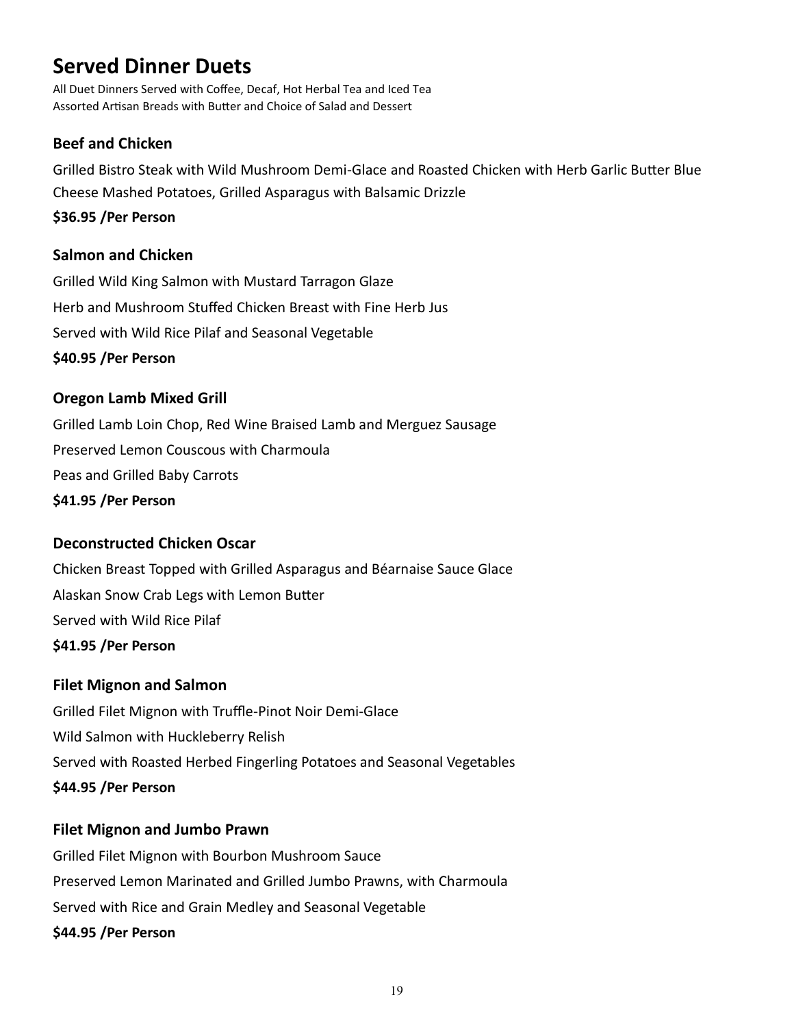# Served Dinner Duets

All Duet Dinners Served with Coffee, Decaf, Hot Herbal Tea and Iced Tea
Assorted Artisan Breads with Butter and Choice of Salad and Dessert

### Beef and Chicken

Grilled Bistro Steak with Wild Mushroom Demi-Glace and Roasted Chicken with Herb Garlic Butter Blue Cheese Mashed Potatoes, Grilled Asparagus with Balsamic Drizzle

**$36.95 /Per Person**

### Salmon and Chicken

Grilled Wild King Salmon with Mustard Tarragon Glaze

Herb and Mushroom Stuffed Chicken Breast with Fine Herb Jus

Served with Wild Rice Pilaf and Seasonal Vegetable

**$40.95 /Per Person**

### Oregon Lamb Mixed Grill

Grilled Lamb Loin Chop, Red Wine Braised Lamb and Merguez Sausage

Preserved Lemon Couscous with Charmoula

Peas and Grilled Baby Carrots

**$41.95 /Per Person**

### Deconstructed Chicken Oscar

Chicken Breast Topped with Grilled Asparagus and Béarnaise Sauce Glace

Alaskan Snow Crab Legs with Lemon Butter

Served with Wild Rice Pilaf

**$41.95 /Per Person**

### Filet Mignon and Salmon

Grilled Filet Mignon with Truffle-Pinot Noir Demi-Glace

Wild Salmon with Huckleberry Relish

Served with Roasted Herbed Fingerling Potatoes and Seasonal Vegetables

**$44.95 /Per Person**

### Filet Mignon and Jumbo Prawn

Grilled Filet Mignon with Bourbon Mushroom Sauce

Preserved Lemon Marinated and Grilled Jumbo Prawns, with Charmoula

Served with Rice and Grain Medley and Seasonal Vegetable

**$44.95 /Per Person**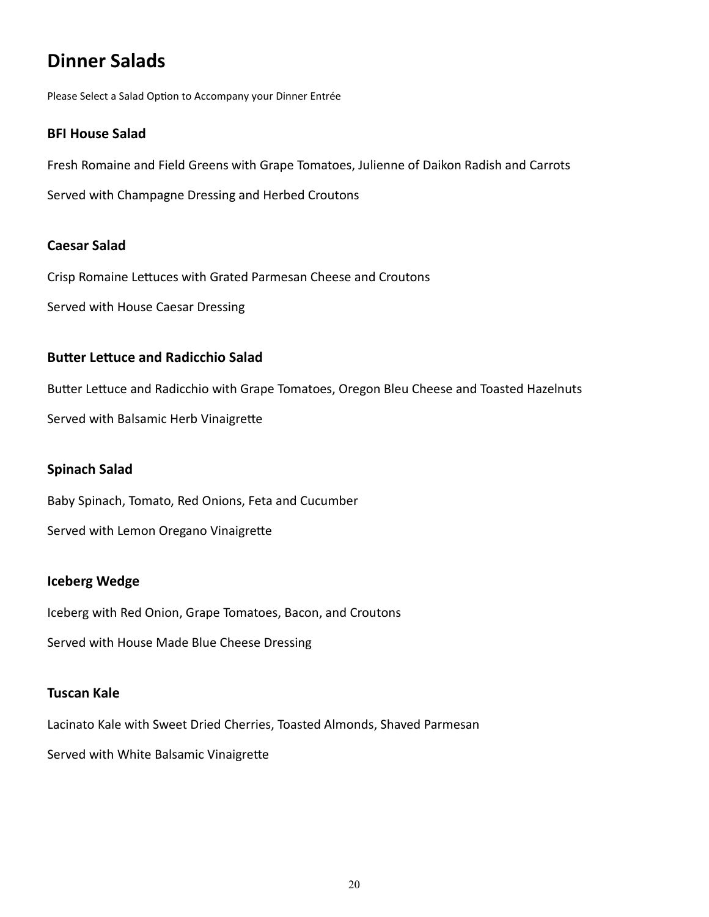# Dinner Salads

Please Select a Salad Option to Accompany your Dinner Entrée

### BFI House Salad

Fresh Romaine and Field Greens with Grape Tomatoes, Julienne of Daikon Radish and Carrots

Served with Champagne Dressing and Herbed Croutons

### Caesar Salad

Crisp Romaine Lettuces with Grated Parmesan Cheese and Croutons

Served with House Caesar Dressing

### Butter Lettuce and Radicchio Salad

Butter Lettuce and Radicchio with Grape Tomatoes, Oregon Bleu Cheese and Toasted Hazelnuts

Served with Balsamic Herb Vinaigrette

### Spinach Salad

Baby Spinach, Tomato, Red Onions, Feta and Cucumber

Served with Lemon Oregano Vinaigrette

### Iceberg Wedge

Iceberg with Red Onion, Grape Tomatoes, Bacon, and Croutons

Served with House Made Blue Cheese Dressing

### Tuscan Kale

Lacinato Kale with Sweet Dried Cherries, Toasted Almonds, Shaved Parmesan

Served with White Balsamic Vinaigrette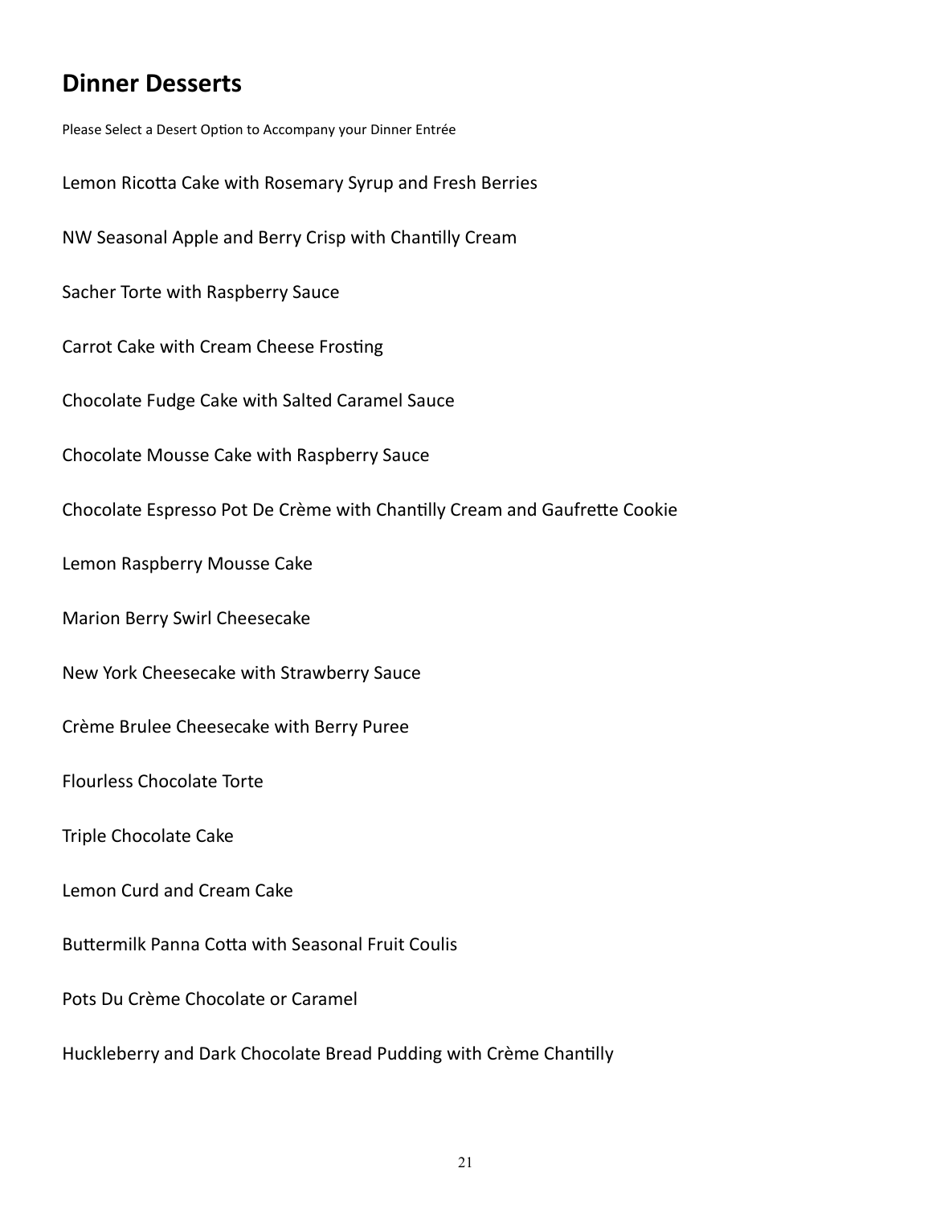## Dinner Desserts

Please Select a Desert Option to Accompany your Dinner Entrée

Lemon Ricotta Cake with Rosemary Syrup and Fresh Berries

NW Seasonal Apple and Berry Crisp with Chantilly Cream

Sacher Torte with Raspberry Sauce

Carrot Cake with Cream Cheese Frosting

Chocolate Fudge Cake with Salted Caramel Sauce

Chocolate Mousse Cake with Raspberry Sauce

Chocolate Espresso Pot De Crème with Chantilly Cream and Gaufrette Cookie

Lemon Raspberry Mousse Cake

Marion Berry Swirl Cheesecake

New York Cheesecake with Strawberry Sauce

Crème Brulee Cheesecake with Berry Puree

Flourless Chocolate Torte

Triple Chocolate Cake

Lemon Curd and Cream Cake

Buttermilk Panna Cotta with Seasonal Fruit Coulis

Pots Du Crème Chocolate or Caramel

Huckleberry and Dark Chocolate Bread Pudding with Crème Chantilly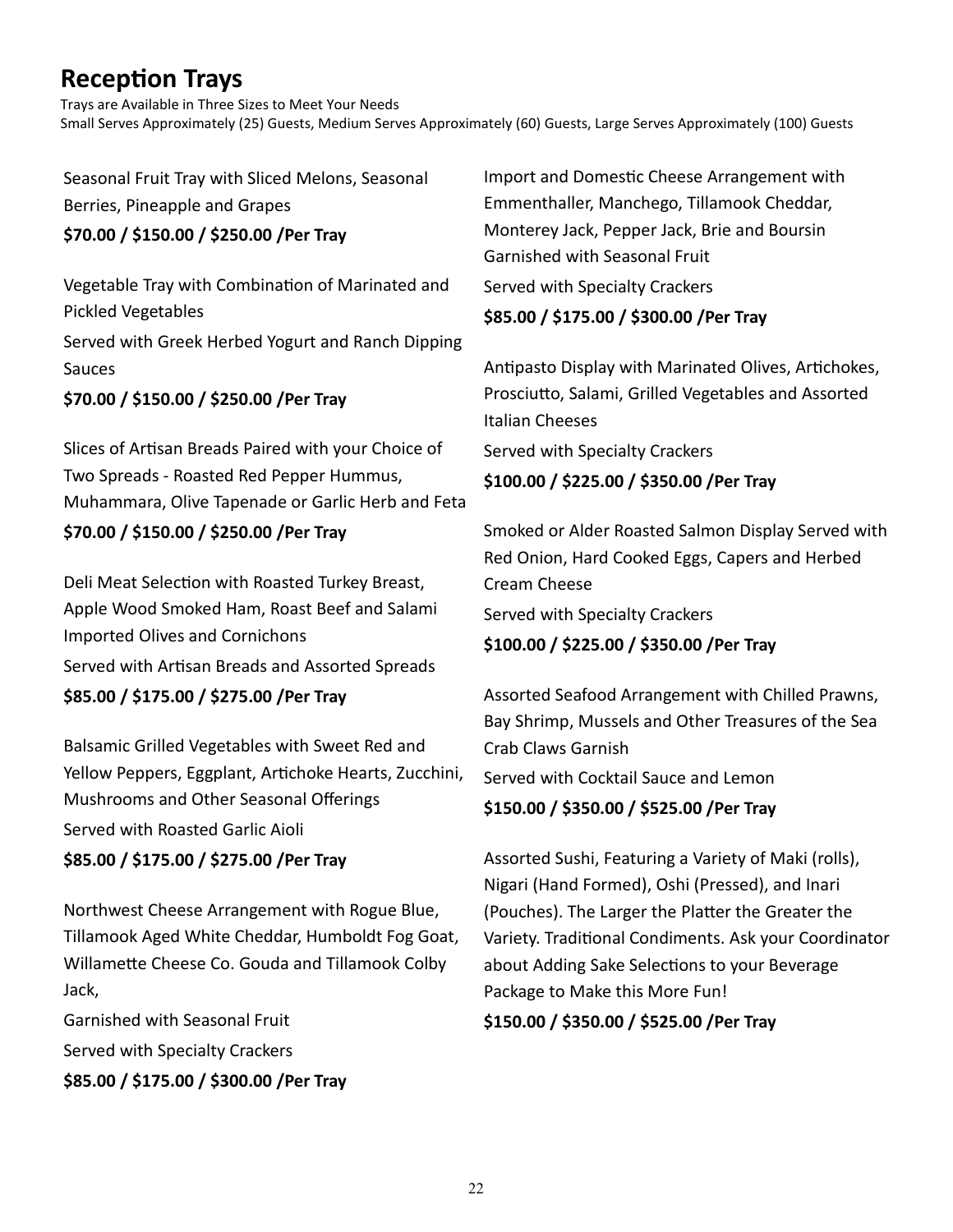# Reception Trays

Trays are Available in Three Sizes to Meet Your Needs
Small Serves Approximately (25) Guests, Medium Serves Approximately (60) Guests, Large Serves Approximately (100) Guests

Seasonal Fruit Tray with Sliced Melons, Seasonal Berries, Pineapple and Grapes

**$70.00 / $150.00 / $250.00 /Per Tray**

Vegetable Tray with Combination of Marinated and Pickled Vegetables

Served with Greek Herbed Yogurt and Ranch Dipping Sauces

**$70.00 / $150.00 / $250.00 /Per Tray**

Slices of Artisan Breads Paired with your Choice of Two Spreads - Roasted Red Pepper Hummus, Muhammara, Olive Tapenade or Garlic Herb and Feta

**$70.00 / $150.00 / $250.00 /Per Tray**

Deli Meat Selection with Roasted Turkey Breast, Apple Wood Smoked Ham, Roast Beef and Salami Imported Olives and Cornichons

Served with Artisan Breads and Assorted Spreads

**$85.00 / $175.00 / $275.00 /Per Tray**

Balsamic Grilled Vegetables with Sweet Red and Yellow Peppers, Eggplant, Artichoke Hearts, Zucchini, Mushrooms and Other Seasonal Offerings

Served with Roasted Garlic Aioli

**$85.00 / $175.00 / $275.00 /Per Tray**

Northwest Cheese Arrangement with Rogue Blue, Tillamook Aged White Cheddar, Humboldt Fog Goat, Willamette Cheese Co. Gouda and Tillamook Colby Jack,

Garnished with Seasonal Fruit

Served with Specialty Crackers

**$85.00 / $175.00 / $300.00 /Per Tray**

Import and Domestic Cheese Arrangement with Emmenthaller, Manchego, Tillamook Cheddar, Monterey Jack, Pepper Jack, Brie and Boursin Garnished with Seasonal Fruit

Served with Specialty Crackers

**$85.00 / $175.00 / $300.00 /Per Tray**

Antipasto Display with Marinated Olives, Artichokes, Prosciutto, Salami, Grilled Vegetables and Assorted Italian Cheeses

Served with Specialty Crackers

**$100.00 / $225.00 / $350.00 /Per Tray**

Smoked or Alder Roasted Salmon Display Served with Red Onion, Hard Cooked Eggs, Capers and Herbed Cream Cheese

Served with Specialty Crackers

**$100.00 / $225.00 / $350.00 /Per Tray**

Assorted Seafood Arrangement with Chilled Prawns, Bay Shrimp, Mussels and Other Treasures of the Sea Crab Claws Garnish

Served with Cocktail Sauce and Lemon

**$150.00 / $350.00 / $525.00 /Per Tray**

Assorted Sushi, Featuring a Variety of Maki (rolls), Nigari (Hand Formed), Oshi (Pressed), and Inari (Pouches). The Larger the Platter the Greater the Variety. Traditional Condiments. Ask your Coordinator about Adding Sake Selections to your Beverage Package to Make this More Fun!

**$150.00 / $350.00 / $525.00 /Per Tray**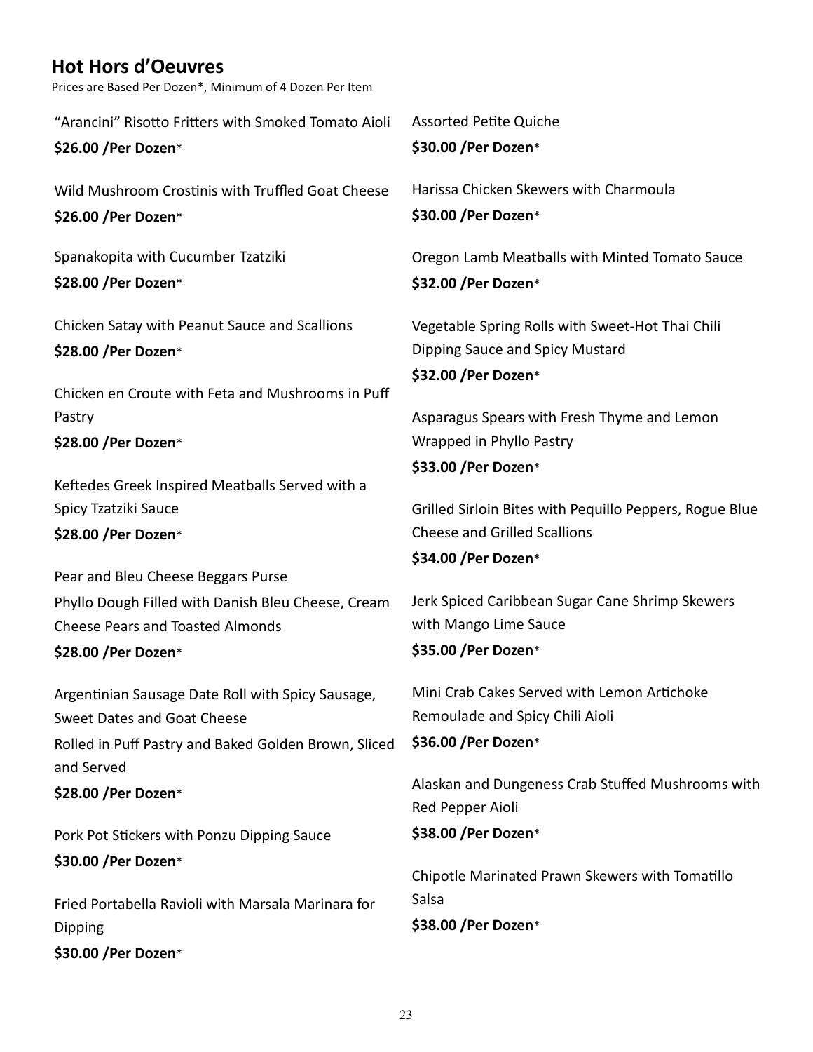## Hot Hors d'Oeuvres

Prices are Based Per Dozen*, Minimum of 4 Dozen Per Item

"Arancini" Risotto Fritters with Smoked Tomato Aioli
**$26.00 /Per Dozen***

Wild Mushroom Crostinis with Truffled Goat Cheese
**$26.00 /Per Dozen***

Spanakopita with Cucumber Tzatziki
**$28.00 /Per Dozen***

Chicken Satay with Peanut Sauce and Scallions
**$28.00 /Per Dozen***

Chicken en Croute with Feta and Mushrooms in Puff Pastry
**$28.00 /Per Dozen***

Keftedes Greek Inspired Meatballs Served with a Spicy Tzatziki Sauce
**$28.00 /Per Dozen***

Pear and Bleu Cheese Beggars Purse
Phyllo Dough Filled with Danish Bleu Cheese, Cream Cheese Pears and Toasted Almonds
**$28.00 /Per Dozen***

Argentinian Sausage Date Roll with Spicy Sausage, Sweet Dates and Goat Cheese
Rolled in Puff Pastry and Baked Golden Brown, Sliced and Served
**$28.00 /Per Dozen***

Pork Pot Stickers with Ponzu Dipping Sauce
**$30.00 /Per Dozen***

Fried Portabella Ravioli with Marsala Marinara for Dipping
**$30.00 /Per Dozen***

Assorted Petite Quiche
**$30.00 /Per Dozen***

Harissa Chicken Skewers with Charmoula
**$30.00 /Per Dozen***

Oregon Lamb Meatballs with Minted Tomato Sauce
**$32.00 /Per Dozen***

Vegetable Spring Rolls with Sweet-Hot Thai Chili Dipping Sauce and Spicy Mustard
**$32.00 /Per Dozen***

Asparagus Spears with Fresh Thyme and Lemon Wrapped in Phyllo Pastry
**$33.00 /Per Dozen***

Grilled Sirloin Bites with Pequillo Peppers, Rogue Blue Cheese and Grilled Scallions
**$34.00 /Per Dozen***

Jerk Spiced Caribbean Sugar Cane Shrimp Skewers with Mango Lime Sauce
**$35.00 /Per Dozen***

Mini Crab Cakes Served with Lemon Artichoke Remoulade and Spicy Chili Aioli
**$36.00 /Per Dozen***

Alaskan and Dungeness Crab Stuffed Mushrooms with Red Pepper Aioli
**$38.00 /Per Dozen***

Chipotle Marinated Prawn Skewers with Tomatillo Salsa
**$38.00 /Per Dozen***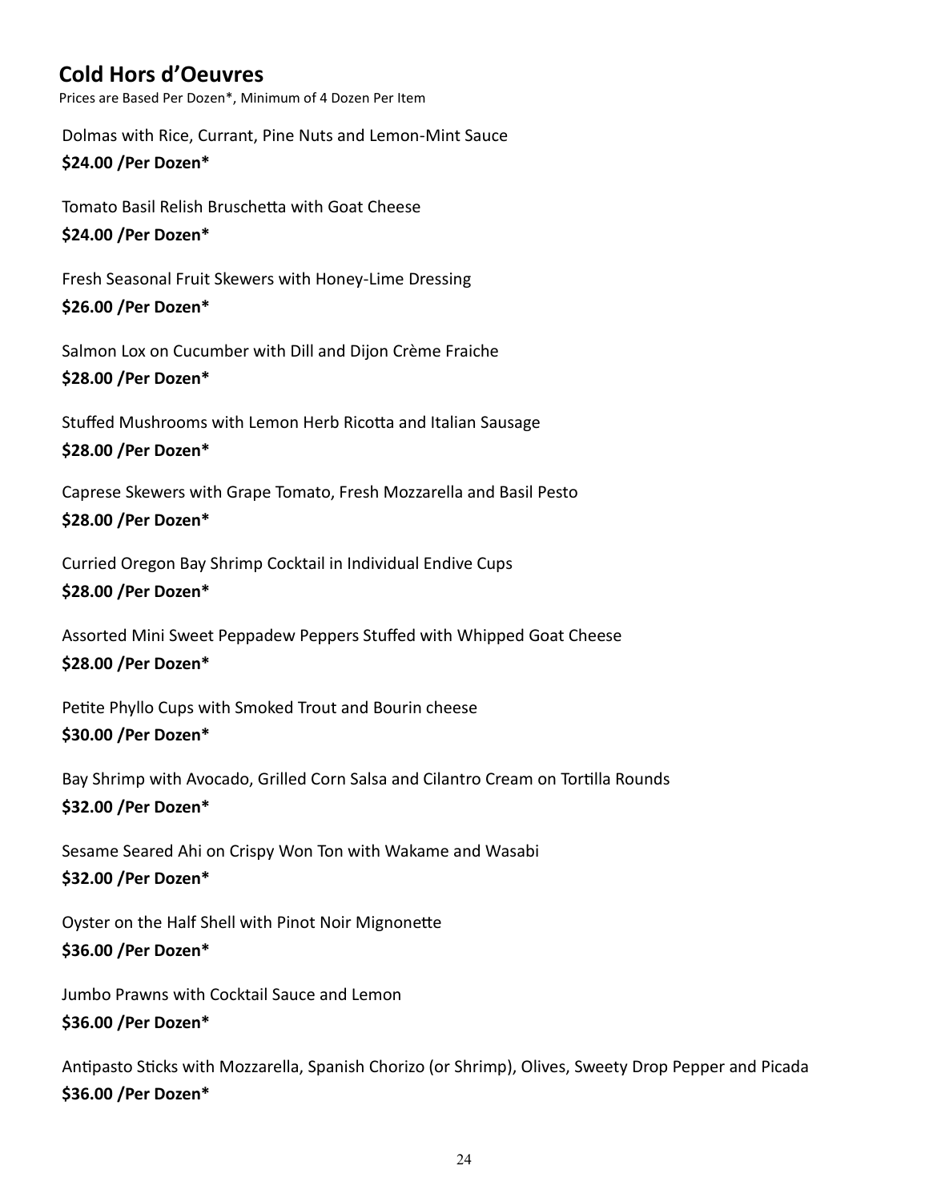## Cold Hors d'Oeuvres

Prices are Based Per Dozen*, Minimum of 4 Dozen Per Item

Dolmas with Rice, Currant, Pine Nuts and Lemon-Mint Sauce
**$24.00 /Per Dozen***

Tomato Basil Relish Bruschetta with Goat Cheese
**$24.00 /Per Dozen***

Fresh Seasonal Fruit Skewers with Honey-Lime Dressing
**$26.00 /Per Dozen***

Salmon Lox on Cucumber with Dill and Dijon Crème Fraiche
**$28.00 /Per Dozen***

Stuffed Mushrooms with Lemon Herb Ricotta and Italian Sausage
**$28.00 /Per Dozen***

Caprese Skewers with Grape Tomato, Fresh Mozzarella and Basil Pesto
**$28.00 /Per Dozen***

Curried Oregon Bay Shrimp Cocktail in Individual Endive Cups
**$28.00 /Per Dozen***

Assorted Mini Sweet Peppadew Peppers Stuffed with Whipped Goat Cheese
**$28.00 /Per Dozen***

Petite Phyllo Cups with Smoked Trout and Bourin cheese
**$30.00 /Per Dozen***

Bay Shrimp with Avocado, Grilled Corn Salsa and Cilantro Cream on Tortilla Rounds
**$32.00 /Per Dozen***

Sesame Seared Ahi on Crispy Won Ton with Wakame and Wasabi
**$32.00 /Per Dozen***

Oyster on the Half Shell with Pinot Noir Mignonette
**$36.00 /Per Dozen***

Jumbo Prawns with Cocktail Sauce and Lemon
**$36.00 /Per Dozen***

Antipasto Sticks with Mozzarella, Spanish Chorizo (or Shrimp), Olives, Sweety Drop Pepper and Picada
**$36.00 /Per Dozen***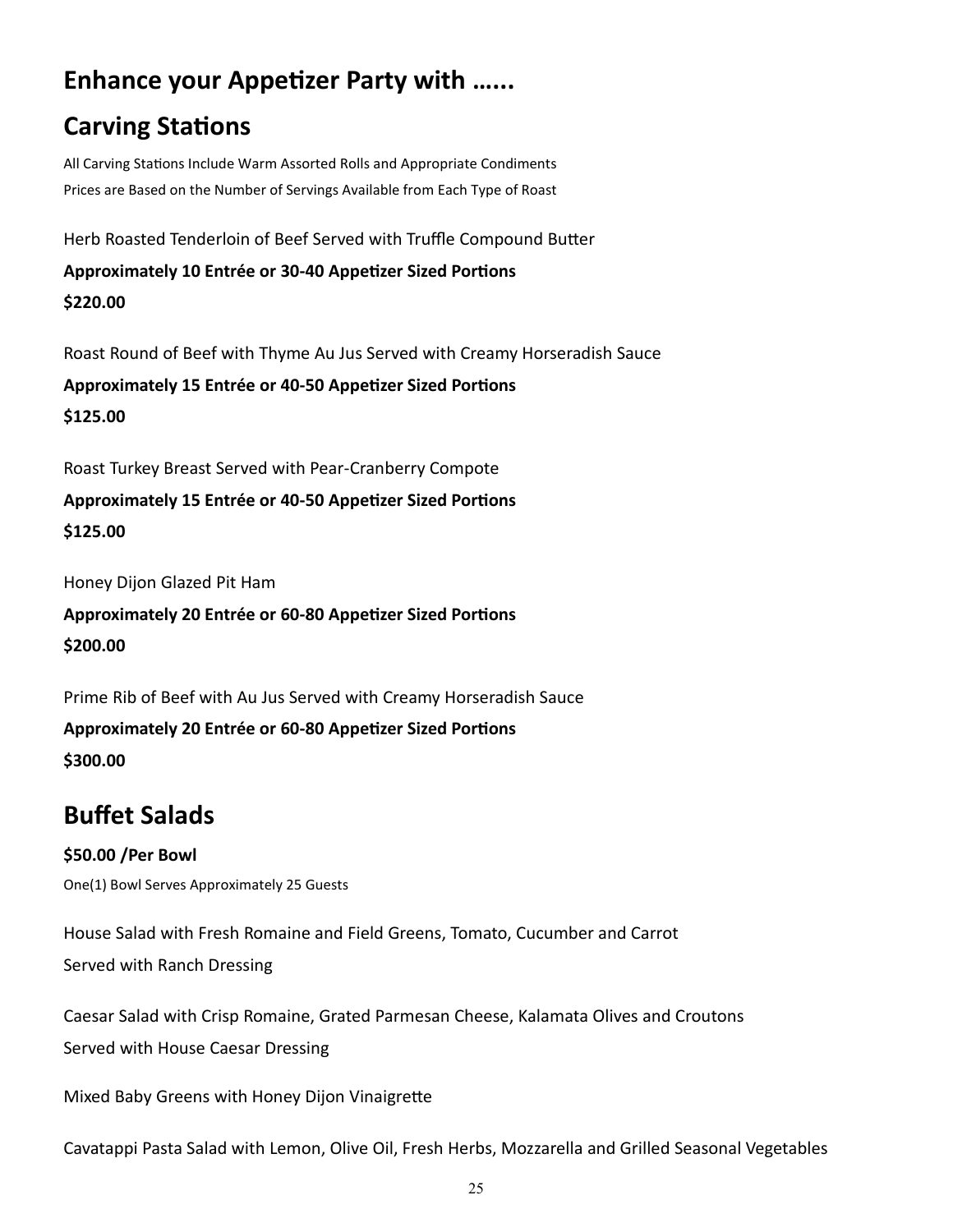## Enhance your Appetizer Party with ......

## Carving Stations

All Carving Stations Include Warm Assorted Rolls and Appropriate Condiments

Prices are Based on the Number of Servings Available from Each Type of Roast

Herb Roasted Tenderloin of Beef Served with Truffle Compound Butter

**Approximately 10 Entrée or 30-40 Appetizer Sized Portions**

**$220.00**

Roast Round of Beef with Thyme Au Jus Served with Creamy Horseradish Sauce

**Approximately 15 Entrée or 40-50 Appetizer Sized Portions**

**$125.00**

Roast Turkey Breast Served with Pear-Cranberry Compote

**Approximately 15 Entrée or 40-50 Appetizer Sized Portions**

**$125.00**

Honey Dijon Glazed Pit Ham

**Approximately 20 Entrée or 60-80 Appetizer Sized Portions**

**$200.00**

Prime Rib of Beef with Au Jus Served with Creamy Horseradish Sauce

**Approximately 20 Entrée or 60-80 Appetizer Sized Portions**

**$300.00**

## Buffet Salads

**$50.00 /Per Bowl**

One(1) Bowl Serves Approximately 25 Guests

House Salad with Fresh Romaine and Field Greens, Tomato, Cucumber and Carrot
Served with Ranch Dressing

Caesar Salad with Crisp Romaine, Grated Parmesan Cheese, Kalamata Olives and Croutons
Served with House Caesar Dressing

Mixed Baby Greens with Honey Dijon Vinaigrette

Cavatappi Pasta Salad with Lemon, Olive Oil, Fresh Herbs, Mozzarella and Grilled Seasonal Vegetables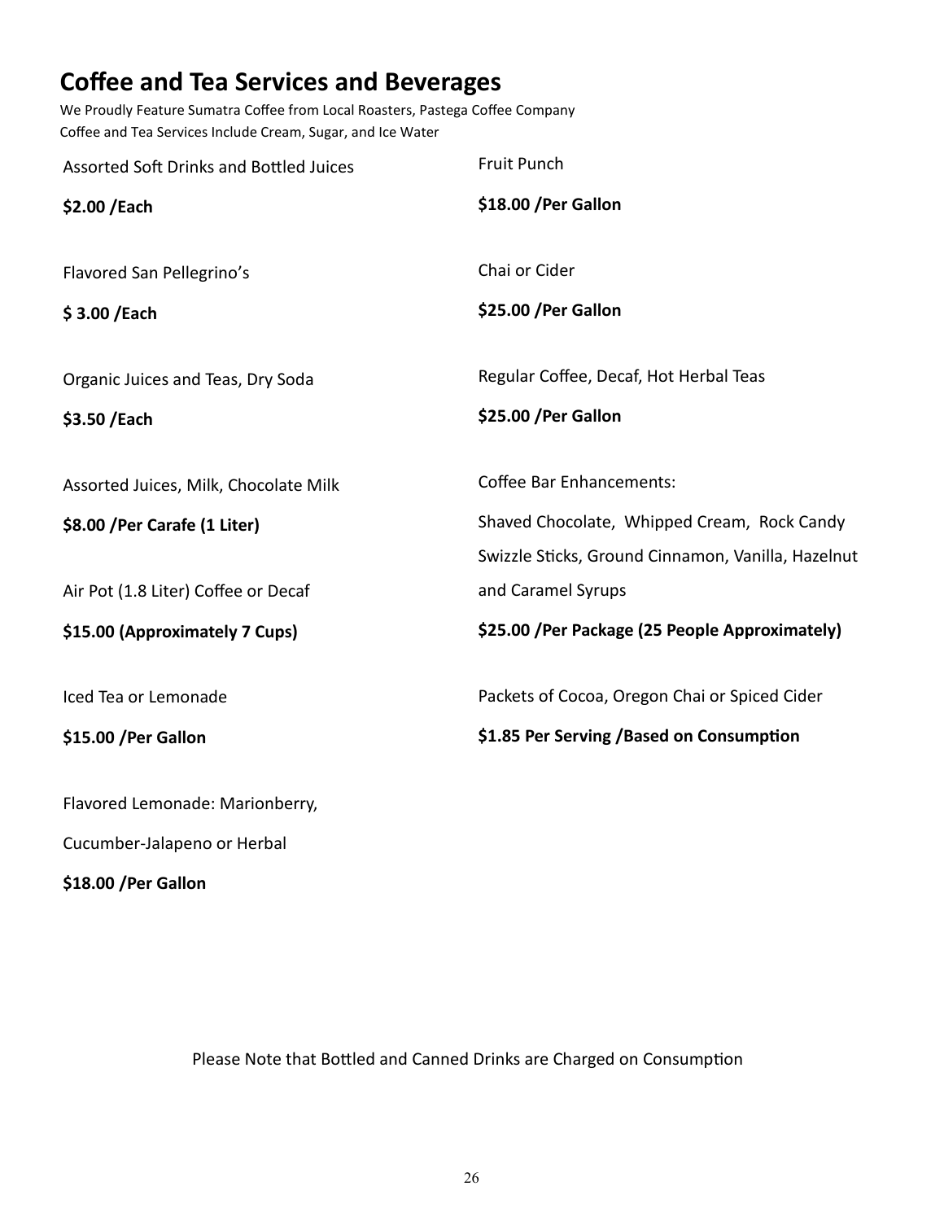# Coffee and Tea Services and Beverages

We Proudly Feature Sumatra Coffee from Local Roasters, Pastega Coffee Company
Coffee and Tea Services Include Cream, Sugar, and Ice Water

Assorted Soft Drinks and Bottled Juices

**$2.00 /Each**

Flavored San Pellegrino's

**$ 3.00 /Each**

Organic Juices and Teas, Dry Soda

**$3.50 /Each**

Assorted Juices, Milk, Chocolate Milk

**$8.00 /Per Carafe (1 Liter)**

Air Pot (1.8 Liter) Coffee or Decaf

**$15.00 (Approximately 7 Cups)**

Iced Tea or Lemonade

**$15.00 /Per Gallon**

Flavored Lemonade: Marionberry,
Cucumber-Jalapeno or Herbal

**$18.00 /Per Gallon**

Fruit Punch

**$18.00 /Per Gallon**

Chai or Cider

**$25.00 /Per Gallon**

Regular Coffee, Decaf, Hot Herbal Teas

**$25.00 /Per Gallon**

Coffee Bar Enhancements:

Shaved Chocolate, Whipped Cream, Rock Candy Swizzle Sticks, Ground Cinnamon, Vanilla, Hazelnut and Caramel Syrups

**$25.00 /Per Package (25 People Approximately)**

Packets of Cocoa, Oregon Chai or Spiced Cider

**$1.85 Per Serving /Based on Consumption**

Please Note that Bottled and Canned Drinks are Charged on Consumption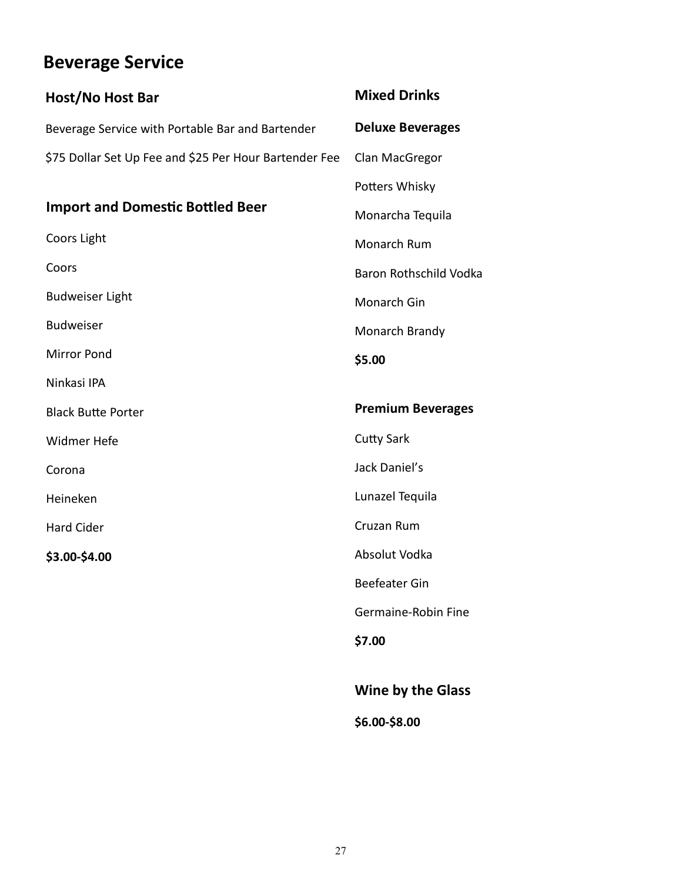# Beverage Service

## Host/No Host Bar

Beverage Service with Portable Bar and Bartender

$75 Dollar Set Up Fee and $25 Per Hour Bartender Fee

## Import and Domestic Bottled Beer

Coors Light

Coors

Budweiser Light

Budweiser

Mirror Pond

Ninkasi IPA

Black Butte Porter

Widmer Hefe

Corona

Heineken

Hard Cider

**$3.00-$4.00**

## Mixed Drinks

### Deluxe Beverages

Clan MacGregor

Potters Whisky

Monarcha Tequila

Monarch Rum

Baron Rothschild Vodka

Monarch Gin

Monarch Brandy

**$5.00**

### Premium Beverages

Cutty Sark

Jack Daniel's

Lunazel Tequila

Cruzan Rum

Absolut Vodka

Beefeater Gin

Germaine-Robin Fine

**$7.00**

## Wine by the Glass

**$6.00-$8.00**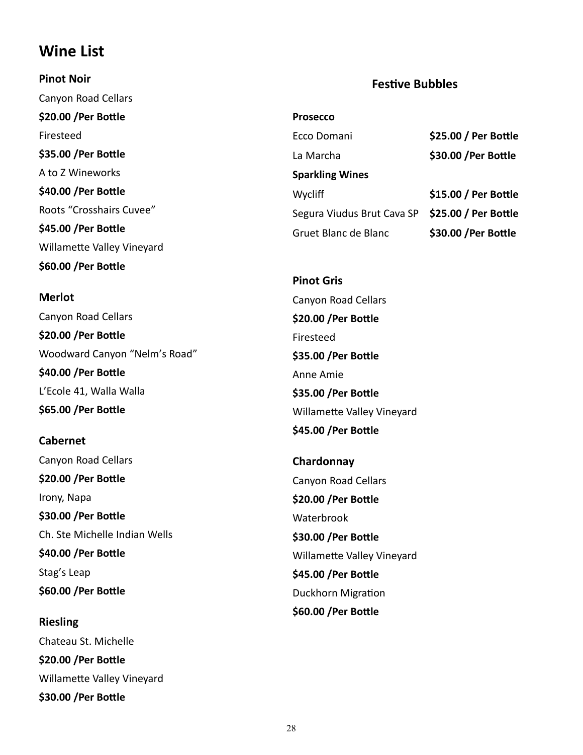# Wine List

**Pinot Noir**

Canyon Road Cellars

**$20.00 /Per Bottle**

Firesteed

**$35.00 /Per Bottle**

A to Z Wineworks

**$40.00 /Per Bottle**

Roots "Crosshairs Cuvee"

**$45.00 /Per Bottle**

Willamette Valley Vineyard

**$60.00 /Per Bottle**

**Merlot**

Canyon Road Cellars

**$20.00 /Per Bottle**

Woodward Canyon "Nelm's Road"

**$40.00 /Per Bottle**

L'Ecole 41, Walla Walla

**$65.00 /Per Bottle**

**Cabernet**

Canyon Road Cellars

**$20.00 /Per Bottle**

Irony, Napa

**$30.00 /Per Bottle**

Ch. Ste Michelle Indian Wells

**$40.00 /Per Bottle**

Stag's Leap

**$60.00 /Per Bottle**

**Riesling**

Chateau St. Michelle

**$20.00 /Per Bottle**

Willamette Valley Vineyard

**$30.00 /Per Bottle**

## Festive Bubbles

| | |
|---|---|
| **Prosecco** | |
| Ecco Domani | **$25.00 / Per Bottle** |
| La Marcha | **$30.00 /Per Bottle** |
| **Sparkling Wines** | |
| Wycliff | **$15.00 / Per Bottle** |
| Segura Viudus Brut Cava SP | **$25.00 / Per Bottle** |
| Gruet Blanc de Blanc | **$30.00 /Per Bottle** |

**Pinot Gris**

Canyon Road Cellars

**$20.00 /Per Bottle**

Firesteed

**$35.00 /Per Bottle**

Anne Amie

**$35.00 /Per Bottle**

Willamette Valley Vineyard

**$45.00 /Per Bottle**

**Chardonnay**

Canyon Road Cellars

**$20.00 /Per Bottle**

Waterbrook

**$30.00 /Per Bottle**

Willamette Valley Vineyard

**$45.00 /Per Bottle**

Duckhorn Migration

**$60.00 /Per Bottle**